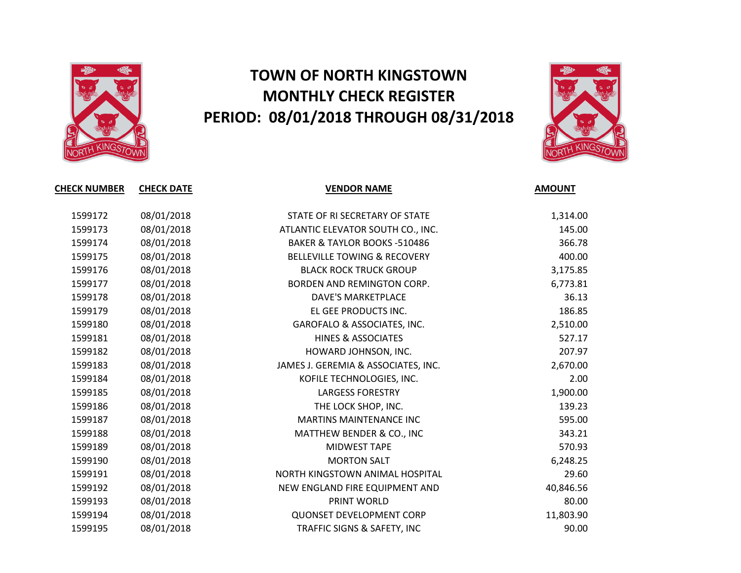# TOWN OF NORTH KINGSTOWN
# MONTHLY CHECK REGISTER
# PERIOD: 08/01/2018 THROUGH 08/31/2018

| CHECK NUMBER | CHECK DATE | VENDOR NAME | AMOUNT |
|---|---|---|---|
| 1599172 | 08/01/2018 | STATE OF RI SECRETARY OF STATE | 1,314.00 |
| 1599173 | 08/01/2018 | ATLANTIC ELEVATOR SOUTH CO., INC. | 145.00 |
| 1599174 | 08/01/2018 | BAKER & TAYLOR BOOKS -510486 | 366.78 |
| 1599175 | 08/01/2018 | BELLEVILLE TOWING & RECOVERY | 400.00 |
| 1599176 | 08/01/2018 | BLACK ROCK TRUCK GROUP | 3,175.85 |
| 1599177 | 08/01/2018 | BORDEN AND REMINGTON CORP. | 6,773.81 |
| 1599178 | 08/01/2018 | DAVE'S MARKETPLACE | 36.13 |
| 1599179 | 08/01/2018 | EL GEE PRODUCTS INC. | 186.85 |
| 1599180 | 08/01/2018 | GAROFALO & ASSOCIATES, INC. | 2,510.00 |
| 1599181 | 08/01/2018 | HINES & ASSOCIATES | 527.17 |
| 1599182 | 08/01/2018 | HOWARD JOHNSON, INC. | 207.97 |
| 1599183 | 08/01/2018 | JAMES J. GEREMIA & ASSOCIATES, INC. | 2,670.00 |
| 1599184 | 08/01/2018 | KOFILE TECHNOLOGIES, INC. | 2.00 |
| 1599185 | 08/01/2018 | LARGESS FORESTRY | 1,900.00 |
| 1599186 | 08/01/2018 | THE LOCK SHOP, INC. | 139.23 |
| 1599187 | 08/01/2018 | MARTINS MAINTENANCE INC | 595.00 |
| 1599188 | 08/01/2018 | MATTHEW BENDER & CO., INC | 343.21 |
| 1599189 | 08/01/2018 | MIDWEST TAPE | 570.93 |
| 1599190 | 08/01/2018 | MORTON SALT | 6,248.25 |
| 1599191 | 08/01/2018 | NORTH KINGSTOWN ANIMAL HOSPITAL | 29.60 |
| 1599192 | 08/01/2018 | NEW ENGLAND FIRE EQUIPMENT AND | 40,846.56 |
| 1599193 | 08/01/2018 | PRINT WORLD | 80.00 |
| 1599194 | 08/01/2018 | QUONSET DEVELOPMENT CORP | 11,803.90 |
| 1599195 | 08/01/2018 | TRAFFIC SIGNS & SAFETY, INC | 90.00 |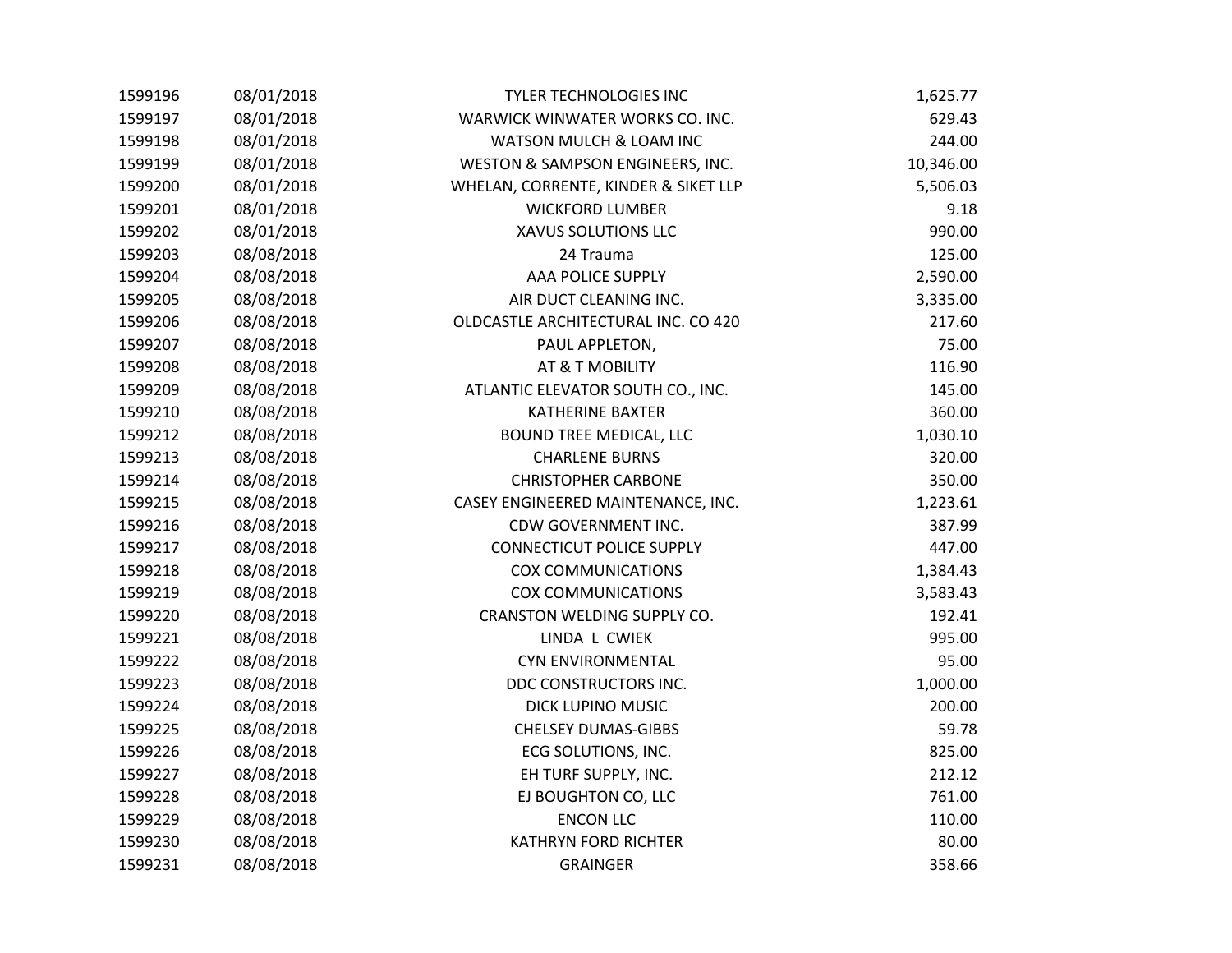| | | | |
|---|---|---|---|
| 1599196 | 08/01/2018 | TYLER TECHNOLOGIES INC | 1,625.77 |
| 1599197 | 08/01/2018 | WARWICK WINWATER WORKS CO. INC. | 629.43 |
| 1599198 | 08/01/2018 | WATSON MULCH & LOAM INC | 244.00 |
| 1599199 | 08/01/2018 | WESTON & SAMPSON ENGINEERS, INC. | 10,346.00 |
| 1599200 | 08/01/2018 | WHELAN, CORRENTE, KINDER & SIKET LLP | 5,506.03 |
| 1599201 | 08/01/2018 | WICKFORD LUMBER | 9.18 |
| 1599202 | 08/01/2018 | XAVUS SOLUTIONS LLC | 990.00 |
| 1599203 | 08/08/2018 | 24 Trauma | 125.00 |
| 1599204 | 08/08/2018 | AAA POLICE SUPPLY | 2,590.00 |
| 1599205 | 08/08/2018 | AIR DUCT CLEANING INC. | 3,335.00 |
| 1599206 | 08/08/2018 | OLDCASTLE ARCHITECTURAL INC. CO 420 | 217.60 |
| 1599207 | 08/08/2018 | PAUL APPLETON, | 75.00 |
| 1599208 | 08/08/2018 | AT & T MOBILITY | 116.90 |
| 1599209 | 08/08/2018 | ATLANTIC ELEVATOR SOUTH CO., INC. | 145.00 |
| 1599210 | 08/08/2018 | KATHERINE BAXTER | 360.00 |
| 1599212 | 08/08/2018 | BOUND TREE MEDICAL, LLC | 1,030.10 |
| 1599213 | 08/08/2018 | CHARLENE BURNS | 320.00 |
| 1599214 | 08/08/2018 | CHRISTOPHER CARBONE | 350.00 |
| 1599215 | 08/08/2018 | CASEY ENGINEERED MAINTENANCE, INC. | 1,223.61 |
| 1599216 | 08/08/2018 | CDW GOVERNMENT INC. | 387.99 |
| 1599217 | 08/08/2018 | CONNECTICUT POLICE SUPPLY | 447.00 |
| 1599218 | 08/08/2018 | COX COMMUNICATIONS | 1,384.43 |
| 1599219 | 08/08/2018 | COX COMMUNICATIONS | 3,583.43 |
| 1599220 | 08/08/2018 | CRANSTON WELDING SUPPLY CO. | 192.41 |
| 1599221 | 08/08/2018 | LINDA L CWIEK | 995.00 |
| 1599222 | 08/08/2018 | CYN ENVIRONMENTAL | 95.00 |
| 1599223 | 08/08/2018 | DDC CONSTRUCTORS INC. | 1,000.00 |
| 1599224 | 08/08/2018 | DICK LUPINO MUSIC | 200.00 |
| 1599225 | 08/08/2018 | CHELSEY DUMAS-GIBBS | 59.78 |
| 1599226 | 08/08/2018 | ECG SOLUTIONS, INC. | 825.00 |
| 1599227 | 08/08/2018 | EH TURF SUPPLY, INC. | 212.12 |
| 1599228 | 08/08/2018 | EJ BOUGHTON CO, LLC | 761.00 |
| 1599229 | 08/08/2018 | ENCON LLC | 110.00 |
| 1599230 | 08/08/2018 | KATHRYN FORD RICHTER | 80.00 |
| 1599231 | 08/08/2018 | GRAINGER | 358.66 |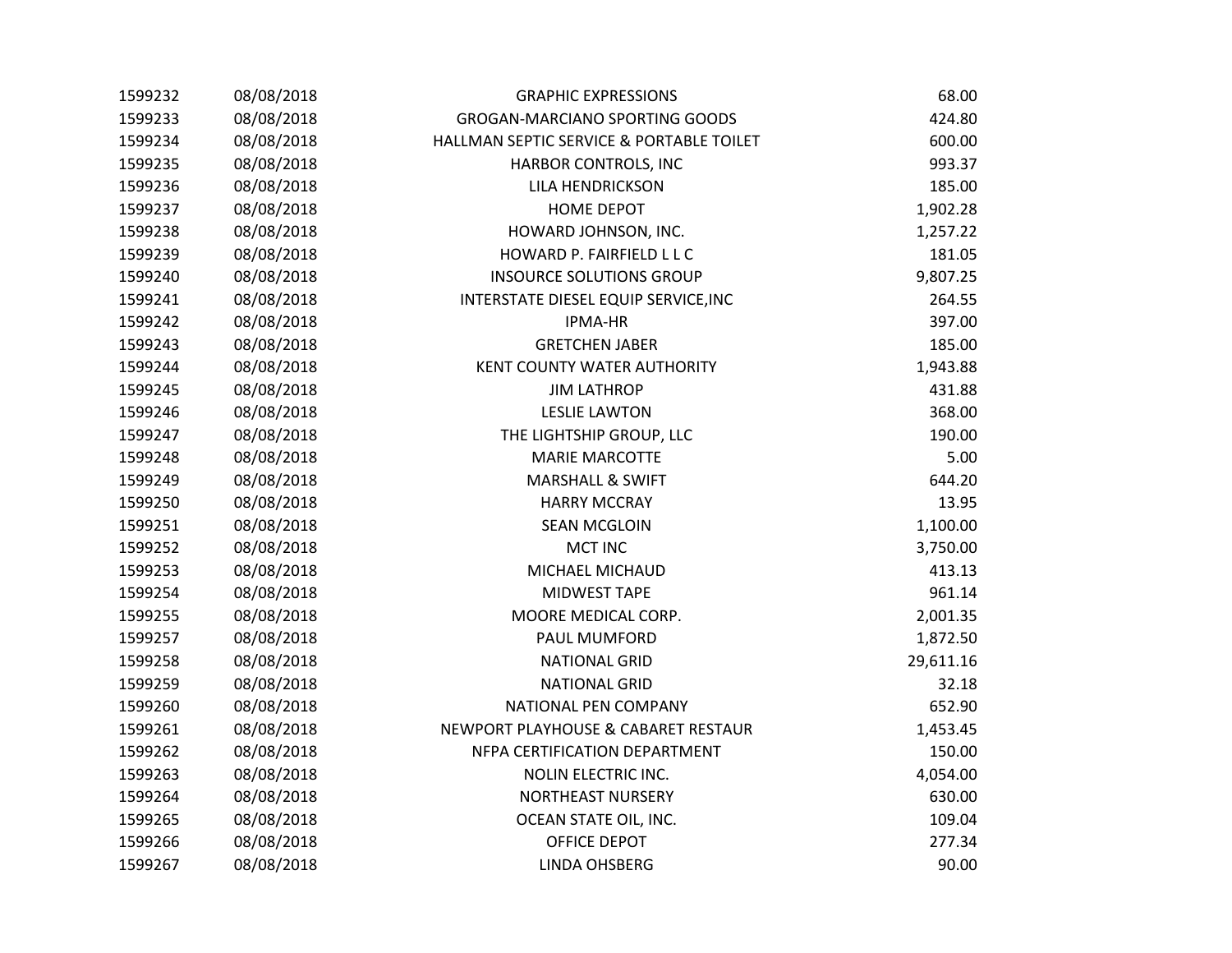| | | | |
|---|---|---|---|
| 1599232 | 08/08/2018 | GRAPHIC EXPRESSIONS | 68.00 |
| 1599233 | 08/08/2018 | GROGAN-MARCIANO SPORTING GOODS | 424.80 |
| 1599234 | 08/08/2018 | HALLMAN SEPTIC SERVICE & PORTABLE TOILET | 600.00 |
| 1599235 | 08/08/2018 | HARBOR CONTROLS, INC | 993.37 |
| 1599236 | 08/08/2018 | LILA HENDRICKSON | 185.00 |
| 1599237 | 08/08/2018 | HOME DEPOT | 1,902.28 |
| 1599238 | 08/08/2018 | HOWARD JOHNSON, INC. | 1,257.22 |
| 1599239 | 08/08/2018 | HOWARD P. FAIRFIELD L L C | 181.05 |
| 1599240 | 08/08/2018 | INSOURCE SOLUTIONS GROUP | 9,807.25 |
| 1599241 | 08/08/2018 | INTERSTATE DIESEL EQUIP SERVICE,INC | 264.55 |
| 1599242 | 08/08/2018 | IPMA-HR | 397.00 |
| 1599243 | 08/08/2018 | GRETCHEN JABER | 185.00 |
| 1599244 | 08/08/2018 | KENT COUNTY WATER AUTHORITY | 1,943.88 |
| 1599245 | 08/08/2018 | JIM LATHROP | 431.88 |
| 1599246 | 08/08/2018 | LESLIE LAWTON | 368.00 |
| 1599247 | 08/08/2018 | THE LIGHTSHIP GROUP, LLC | 190.00 |
| 1599248 | 08/08/2018 | MARIE MARCOTTE | 5.00 |
| 1599249 | 08/08/2018 | MARSHALL & SWIFT | 644.20 |
| 1599250 | 08/08/2018 | HARRY MCCRAY | 13.95 |
| 1599251 | 08/08/2018 | SEAN MCGLOIN | 1,100.00 |
| 1599252 | 08/08/2018 | MCT INC | 3,750.00 |
| 1599253 | 08/08/2018 | MICHAEL MICHAUD | 413.13 |
| 1599254 | 08/08/2018 | MIDWEST TAPE | 961.14 |
| 1599255 | 08/08/2018 | MOORE MEDICAL CORP. | 2,001.35 |
| 1599257 | 08/08/2018 | PAUL MUMFORD | 1,872.50 |
| 1599258 | 08/08/2018 | NATIONAL GRID | 29,611.16 |
| 1599259 | 08/08/2018 | NATIONAL GRID | 32.18 |
| 1599260 | 08/08/2018 | NATIONAL PEN COMPANY | 652.90 |
| 1599261 | 08/08/2018 | NEWPORT PLAYHOUSE & CABARET RESTAUR | 1,453.45 |
| 1599262 | 08/08/2018 | NFPA CERTIFICATION DEPARTMENT | 150.00 |
| 1599263 | 08/08/2018 | NOLIN ELECTRIC INC. | 4,054.00 |
| 1599264 | 08/08/2018 | NORTHEAST NURSERY | 630.00 |
| 1599265 | 08/08/2018 | OCEAN STATE OIL, INC. | 109.04 |
| 1599266 | 08/08/2018 | OFFICE DEPOT | 277.34 |
| 1599267 | 08/08/2018 | LINDA OHSBERG | 90.00 |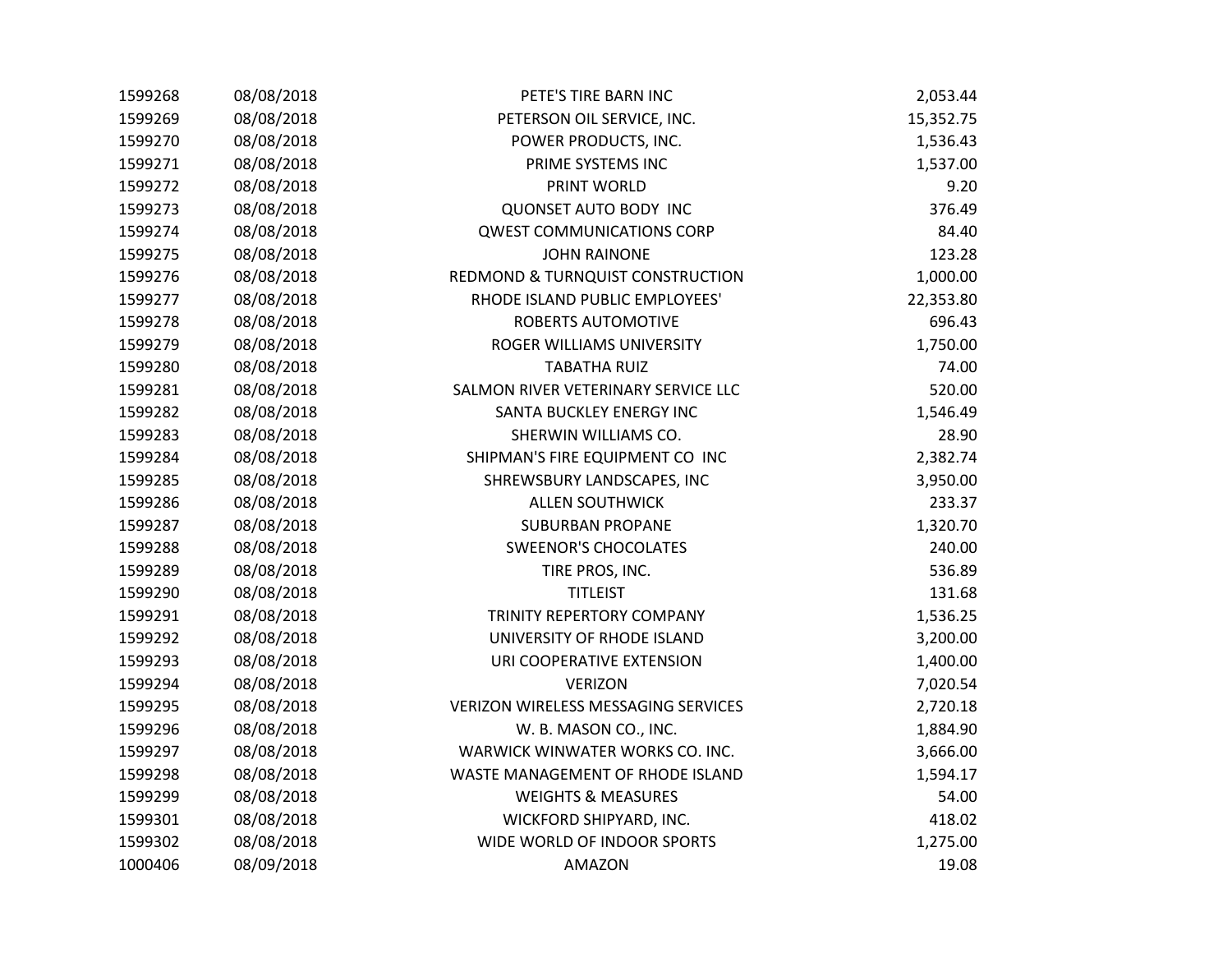| | | | |
|---|---|---|---|
| 1599268 | 08/08/2018 | PETE'S TIRE BARN INC | 2,053.44 |
| 1599269 | 08/08/2018 | PETERSON OIL SERVICE, INC. | 15,352.75 |
| 1599270 | 08/08/2018 | POWER PRODUCTS, INC. | 1,536.43 |
| 1599271 | 08/08/2018 | PRIME SYSTEMS INC | 1,537.00 |
| 1599272 | 08/08/2018 | PRINT WORLD | 9.20 |
| 1599273 | 08/08/2018 | QUONSET AUTO BODY INC | 376.49 |
| 1599274 | 08/08/2018 | QWEST COMMUNICATIONS CORP | 84.40 |
| 1599275 | 08/08/2018 | JOHN RAINONE | 123.28 |
| 1599276 | 08/08/2018 | REDMOND & TURNQUIST CONSTRUCTION | 1,000.00 |
| 1599277 | 08/08/2018 | RHODE ISLAND PUBLIC EMPLOYEES' | 22,353.80 |
| 1599278 | 08/08/2018 | ROBERTS AUTOMOTIVE | 696.43 |
| 1599279 | 08/08/2018 | ROGER WILLIAMS UNIVERSITY | 1,750.00 |
| 1599280 | 08/08/2018 | TABATHA RUIZ | 74.00 |
| 1599281 | 08/08/2018 | SALMON RIVER VETERINARY SERVICE LLC | 520.00 |
| 1599282 | 08/08/2018 | SANTA BUCKLEY ENERGY INC | 1,546.49 |
| 1599283 | 08/08/2018 | SHERWIN WILLIAMS CO. | 28.90 |
| 1599284 | 08/08/2018 | SHIPMAN'S FIRE EQUIPMENT CO INC | 2,382.74 |
| 1599285 | 08/08/2018 | SHREWSBURY LANDSCAPES, INC | 3,950.00 |
| 1599286 | 08/08/2018 | ALLEN SOUTHWICK | 233.37 |
| 1599287 | 08/08/2018 | SUBURBAN PROPANE | 1,320.70 |
| 1599288 | 08/08/2018 | SWEENOR'S CHOCOLATES | 240.00 |
| 1599289 | 08/08/2018 | TIRE PROS, INC. | 536.89 |
| 1599290 | 08/08/2018 | TITLEIST | 131.68 |
| 1599291 | 08/08/2018 | TRINITY REPERTORY COMPANY | 1,536.25 |
| 1599292 | 08/08/2018 | UNIVERSITY OF RHODE ISLAND | 3,200.00 |
| 1599293 | 08/08/2018 | URI COOPERATIVE EXTENSION | 1,400.00 |
| 1599294 | 08/08/2018 | VERIZON | 7,020.54 |
| 1599295 | 08/08/2018 | VERIZON WIRELESS MESSAGING SERVICES | 2,720.18 |
| 1599296 | 08/08/2018 | W. B. MASON CO., INC. | 1,884.90 |
| 1599297 | 08/08/2018 | WARWICK WINWATER WORKS CO. INC. | 3,666.00 |
| 1599298 | 08/08/2018 | WASTE MANAGEMENT OF RHODE ISLAND | 1,594.17 |
| 1599299 | 08/08/2018 | WEIGHTS & MEASURES | 54.00 |
| 1599301 | 08/08/2018 | WICKFORD SHIPYARD, INC. | 418.02 |
| 1599302 | 08/08/2018 | WIDE WORLD OF INDOOR SPORTS | 1,275.00 |
| 1000406 | 08/09/2018 | AMAZON | 19.08 |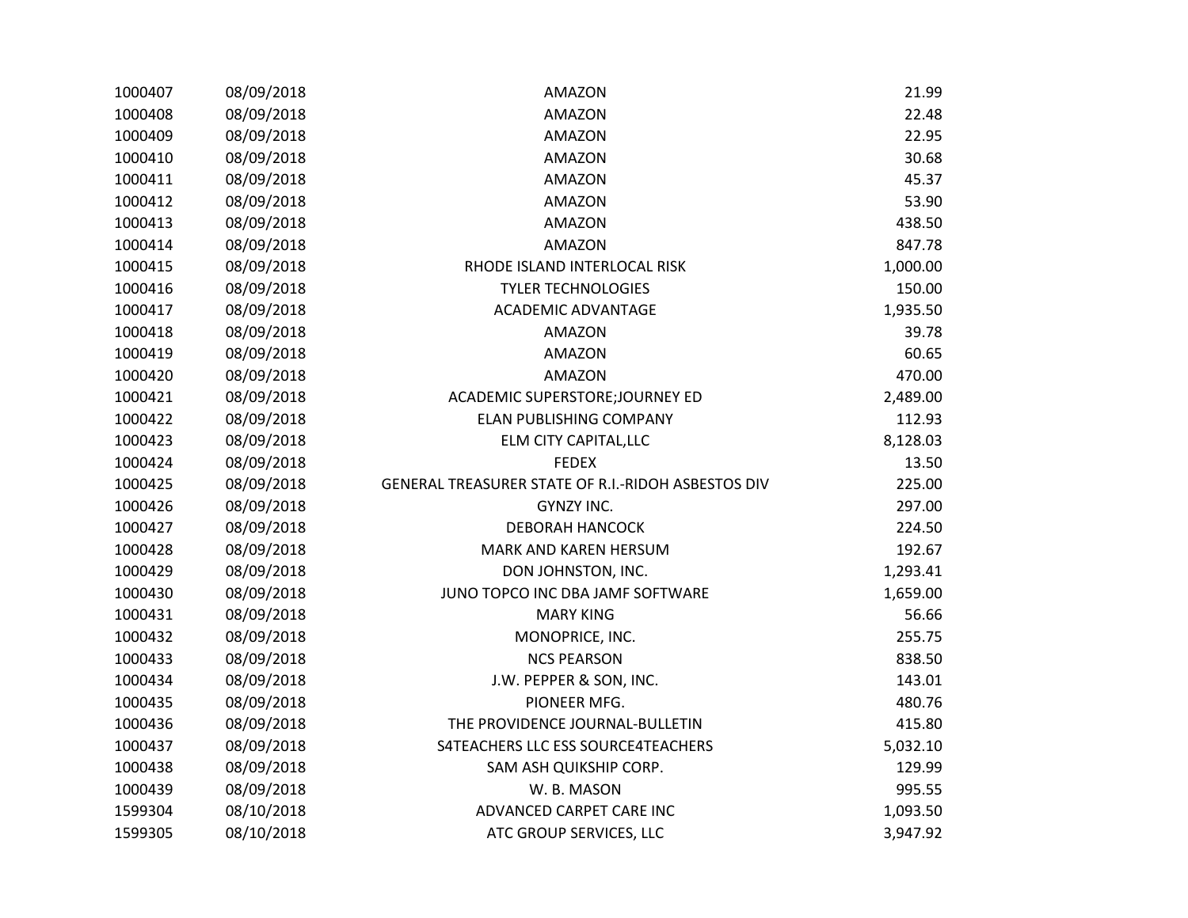| | | | |
|---|---|---|---|
| 1000407 | 08/09/2018 | AMAZON | 21.99 |
| 1000408 | 08/09/2018 | AMAZON | 22.48 |
| 1000409 | 08/09/2018 | AMAZON | 22.95 |
| 1000410 | 08/09/2018 | AMAZON | 30.68 |
| 1000411 | 08/09/2018 | AMAZON | 45.37 |
| 1000412 | 08/09/2018 | AMAZON | 53.90 |
| 1000413 | 08/09/2018 | AMAZON | 438.50 |
| 1000414 | 08/09/2018 | AMAZON | 847.78 |
| 1000415 | 08/09/2018 | RHODE ISLAND INTERLOCAL RISK | 1,000.00 |
| 1000416 | 08/09/2018 | TYLER TECHNOLOGIES | 150.00 |
| 1000417 | 08/09/2018 | ACADEMIC ADVANTAGE | 1,935.50 |
| 1000418 | 08/09/2018 | AMAZON | 39.78 |
| 1000419 | 08/09/2018 | AMAZON | 60.65 |
| 1000420 | 08/09/2018 | AMAZON | 470.00 |
| 1000421 | 08/09/2018 | ACADEMIC SUPERSTORE;JOURNEY ED | 2,489.00 |
| 1000422 | 08/09/2018 | ELAN PUBLISHING COMPANY | 112.93 |
| 1000423 | 08/09/2018 | ELM CITY CAPITAL,LLC | 8,128.03 |
| 1000424 | 08/09/2018 | FEDEX | 13.50 |
| 1000425 | 08/09/2018 | GENERAL TREASURER STATE OF R.I.-RIDOH ASBESTOS DIV | 225.00 |
| 1000426 | 08/09/2018 | GYNZY INC. | 297.00 |
| 1000427 | 08/09/2018 | DEBORAH HANCOCK | 224.50 |
| 1000428 | 08/09/2018 | MARK AND KAREN HERSUM | 192.67 |
| 1000429 | 08/09/2018 | DON JOHNSTON, INC. | 1,293.41 |
| 1000430 | 08/09/2018 | JUNO TOPCO INC DBA JAMF SOFTWARE | 1,659.00 |
| 1000431 | 08/09/2018 | MARY KING | 56.66 |
| 1000432 | 08/09/2018 | MONOPRICE, INC. | 255.75 |
| 1000433 | 08/09/2018 | NCS PEARSON | 838.50 |
| 1000434 | 08/09/2018 | J.W. PEPPER & SON, INC. | 143.01 |
| 1000435 | 08/09/2018 | PIONEER MFG. | 480.76 |
| 1000436 | 08/09/2018 | THE PROVIDENCE JOURNAL-BULLETIN | 415.80 |
| 1000437 | 08/09/2018 | S4TEACHERS LLC ESS SOURCE4TEACHERS | 5,032.10 |
| 1000438 | 08/09/2018 | SAM ASH QUIKSHIP CORP. | 129.99 |
| 1000439 | 08/09/2018 | W. B. MASON | 995.55 |
| 1599304 | 08/10/2018 | ADVANCED CARPET CARE INC | 1,093.50 |
| 1599305 | 08/10/2018 | ATC GROUP SERVICES, LLC | 3,947.92 |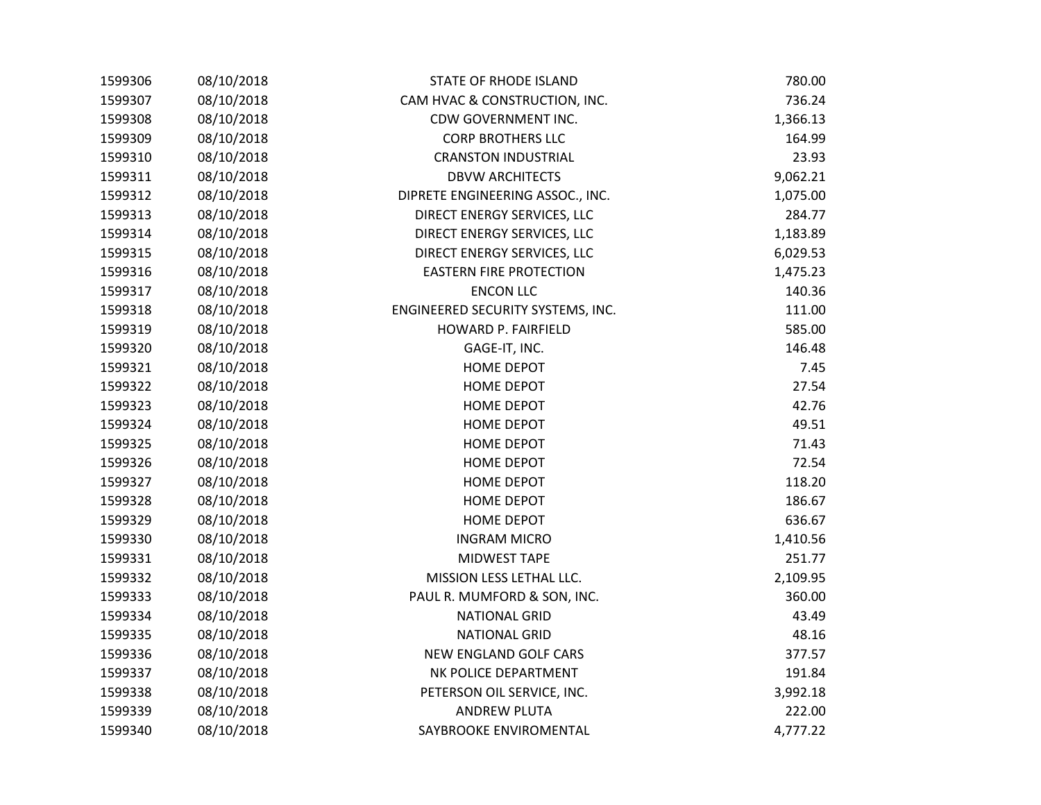| | | | |
|---|---|---|---|
| 1599306 | 08/10/2018 | STATE OF RHODE ISLAND | 780.00 |
| 1599307 | 08/10/2018 | CAM HVAC & CONSTRUCTION, INC. | 736.24 |
| 1599308 | 08/10/2018 | CDW GOVERNMENT INC. | 1,366.13 |
| 1599309 | 08/10/2018 | CORP BROTHERS LLC | 164.99 |
| 1599310 | 08/10/2018 | CRANSTON INDUSTRIAL | 23.93 |
| 1599311 | 08/10/2018 | DBVW ARCHITECTS | 9,062.21 |
| 1599312 | 08/10/2018 | DIPRETE ENGINEERING ASSOC., INC. | 1,075.00 |
| 1599313 | 08/10/2018 | DIRECT ENERGY SERVICES, LLC | 284.77 |
| 1599314 | 08/10/2018 | DIRECT ENERGY SERVICES, LLC | 1,183.89 |
| 1599315 | 08/10/2018 | DIRECT ENERGY SERVICES, LLC | 6,029.53 |
| 1599316 | 08/10/2018 | EASTERN FIRE PROTECTION | 1,475.23 |
| 1599317 | 08/10/2018 | ENCON LLC | 140.36 |
| 1599318 | 08/10/2018 | ENGINEERED SECURITY SYSTEMS, INC. | 111.00 |
| 1599319 | 08/10/2018 | HOWARD P. FAIRFIELD | 585.00 |
| 1599320 | 08/10/2018 | GAGE-IT, INC. | 146.48 |
| 1599321 | 08/10/2018 | HOME DEPOT | 7.45 |
| 1599322 | 08/10/2018 | HOME DEPOT | 27.54 |
| 1599323 | 08/10/2018 | HOME DEPOT | 42.76 |
| 1599324 | 08/10/2018 | HOME DEPOT | 49.51 |
| 1599325 | 08/10/2018 | HOME DEPOT | 71.43 |
| 1599326 | 08/10/2018 | HOME DEPOT | 72.54 |
| 1599327 | 08/10/2018 | HOME DEPOT | 118.20 |
| 1599328 | 08/10/2018 | HOME DEPOT | 186.67 |
| 1599329 | 08/10/2018 | HOME DEPOT | 636.67 |
| 1599330 | 08/10/2018 | INGRAM MICRO | 1,410.56 |
| 1599331 | 08/10/2018 | MIDWEST TAPE | 251.77 |
| 1599332 | 08/10/2018 | MISSION LESS LETHAL LLC. | 2,109.95 |
| 1599333 | 08/10/2018 | PAUL R. MUMFORD & SON, INC. | 360.00 |
| 1599334 | 08/10/2018 | NATIONAL GRID | 43.49 |
| 1599335 | 08/10/2018 | NATIONAL GRID | 48.16 |
| 1599336 | 08/10/2018 | NEW ENGLAND GOLF CARS | 377.57 |
| 1599337 | 08/10/2018 | NK POLICE DEPARTMENT | 191.84 |
| 1599338 | 08/10/2018 | PETERSON OIL SERVICE, INC. | 3,992.18 |
| 1599339 | 08/10/2018 | ANDREW PLUTA | 222.00 |
| 1599340 | 08/10/2018 | SAYBROOKE ENVIROMENTAL | 4,777.22 |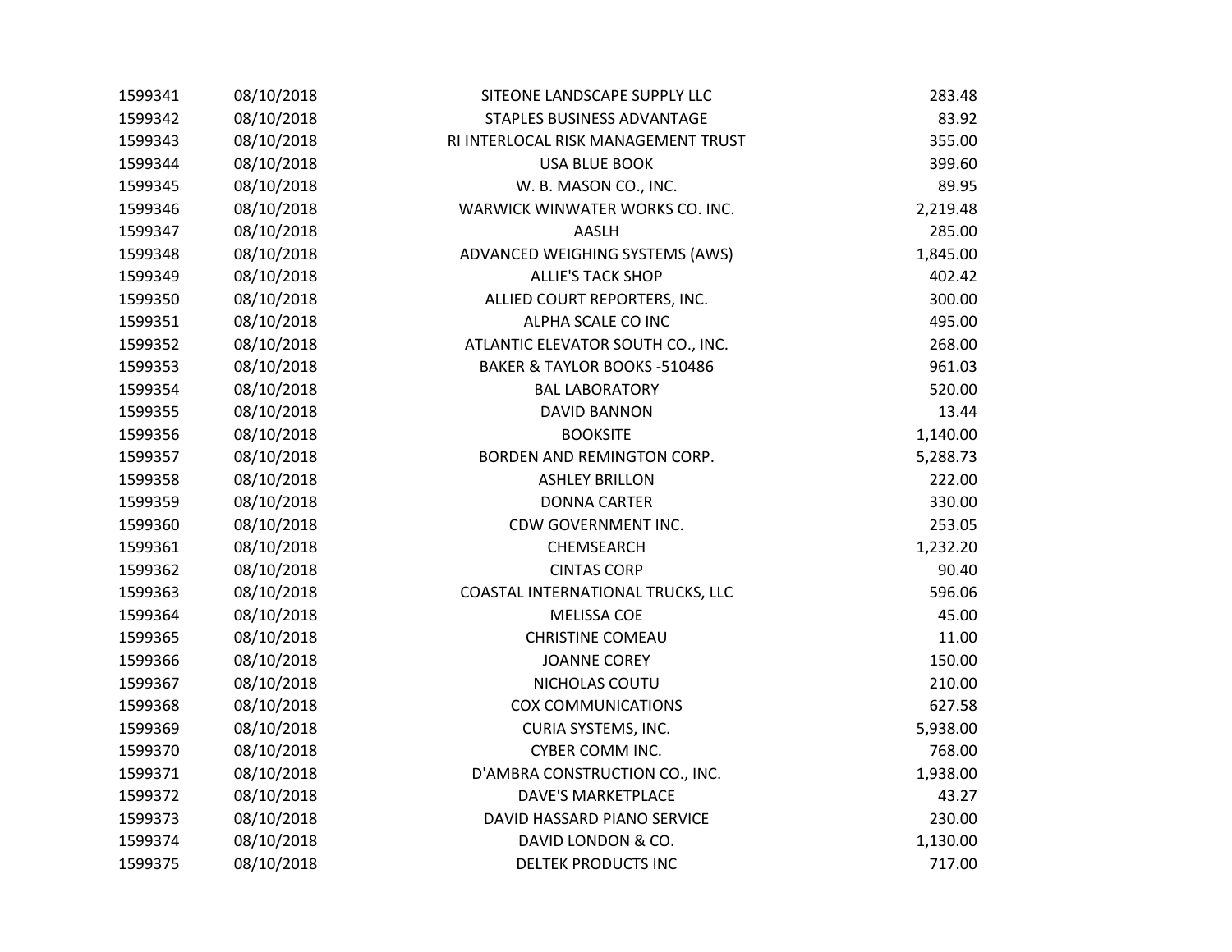| | | | |
|---|---|---|---|
| 1599341 | 08/10/2018 | SITEONE LANDSCAPE SUPPLY LLC | 283.48 |
| 1599342 | 08/10/2018 | STAPLES BUSINESS ADVANTAGE | 83.92 |
| 1599343 | 08/10/2018 | RI INTERLOCAL RISK MANAGEMENT TRUST | 355.00 |
| 1599344 | 08/10/2018 | USA BLUE BOOK | 399.60 |
| 1599345 | 08/10/2018 | W. B. MASON CO., INC. | 89.95 |
| 1599346 | 08/10/2018 | WARWICK WINWATER WORKS CO. INC. | 2,219.48 |
| 1599347 | 08/10/2018 | AASLH | 285.00 |
| 1599348 | 08/10/2018 | ADVANCED WEIGHING SYSTEMS (AWS) | 1,845.00 |
| 1599349 | 08/10/2018 | ALLIE'S TACK SHOP | 402.42 |
| 1599350 | 08/10/2018 | ALLIED COURT REPORTERS, INC. | 300.00 |
| 1599351 | 08/10/2018 | ALPHA SCALE CO INC | 495.00 |
| 1599352 | 08/10/2018 | ATLANTIC ELEVATOR SOUTH CO., INC. | 268.00 |
| 1599353 | 08/10/2018 | BAKER & TAYLOR BOOKS -510486 | 961.03 |
| 1599354 | 08/10/2018 | BAL LABORATORY | 520.00 |
| 1599355 | 08/10/2018 | DAVID BANNON | 13.44 |
| 1599356 | 08/10/2018 | BOOKSITE | 1,140.00 |
| 1599357 | 08/10/2018 | BORDEN AND REMINGTON CORP. | 5,288.73 |
| 1599358 | 08/10/2018 | ASHLEY BRILLON | 222.00 |
| 1599359 | 08/10/2018 | DONNA CARTER | 330.00 |
| 1599360 | 08/10/2018 | CDW GOVERNMENT INC. | 253.05 |
| 1599361 | 08/10/2018 | CHEMSEARCH | 1,232.20 |
| 1599362 | 08/10/2018 | CINTAS CORP | 90.40 |
| 1599363 | 08/10/2018 | COASTAL INTERNATIONAL TRUCKS, LLC | 596.06 |
| 1599364 | 08/10/2018 | MELISSA COE | 45.00 |
| 1599365 | 08/10/2018 | CHRISTINE COMEAU | 11.00 |
| 1599366 | 08/10/2018 | JOANNE COREY | 150.00 |
| 1599367 | 08/10/2018 | NICHOLAS COUTU | 210.00 |
| 1599368 | 08/10/2018 | COX COMMUNICATIONS | 627.58 |
| 1599369 | 08/10/2018 | CURIA SYSTEMS, INC. | 5,938.00 |
| 1599370 | 08/10/2018 | CYBER COMM INC. | 768.00 |
| 1599371 | 08/10/2018 | D'AMBRA CONSTRUCTION CO., INC. | 1,938.00 |
| 1599372 | 08/10/2018 | DAVE'S MARKETPLACE | 43.27 |
| 1599373 | 08/10/2018 | DAVID HASSARD PIANO SERVICE | 230.00 |
| 1599374 | 08/10/2018 | DAVID LONDON & CO. | 1,130.00 |
| 1599375 | 08/10/2018 | DELTEK PRODUCTS INC | 717.00 |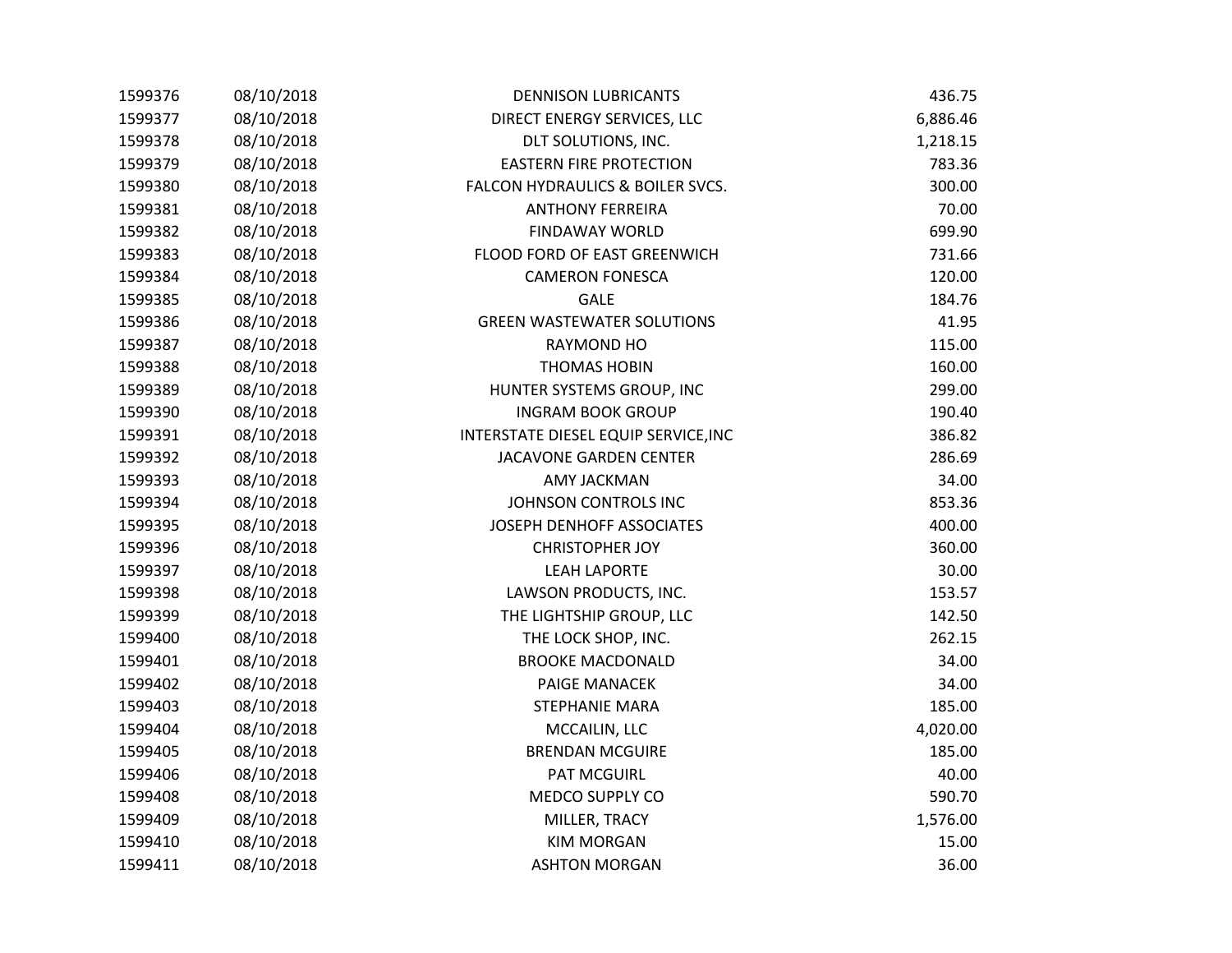| | | | |
|---|---|---|---|
| 1599376 | 08/10/2018 | DENNISON LUBRICANTS | 436.75 |
| 1599377 | 08/10/2018 | DIRECT ENERGY SERVICES, LLC | 6,886.46 |
| 1599378 | 08/10/2018 | DLT SOLUTIONS, INC. | 1,218.15 |
| 1599379 | 08/10/2018 | EASTERN FIRE PROTECTION | 783.36 |
| 1599380 | 08/10/2018 | FALCON HYDRAULICS & BOILER SVCS. | 300.00 |
| 1599381 | 08/10/2018 | ANTHONY FERREIRA | 70.00 |
| 1599382 | 08/10/2018 | FINDAWAY WORLD | 699.90 |
| 1599383 | 08/10/2018 | FLOOD FORD OF EAST GREENWICH | 731.66 |
| 1599384 | 08/10/2018 | CAMERON FONESCA | 120.00 |
| 1599385 | 08/10/2018 | GALE | 184.76 |
| 1599386 | 08/10/2018 | GREEN WASTEWATER SOLUTIONS | 41.95 |
| 1599387 | 08/10/2018 | RAYMOND HO | 115.00 |
| 1599388 | 08/10/2018 | THOMAS HOBIN | 160.00 |
| 1599389 | 08/10/2018 | HUNTER SYSTEMS GROUP, INC | 299.00 |
| 1599390 | 08/10/2018 | INGRAM BOOK GROUP | 190.40 |
| 1599391 | 08/10/2018 | INTERSTATE DIESEL EQUIP SERVICE,INC | 386.82 |
| 1599392 | 08/10/2018 | JACAVONE GARDEN CENTER | 286.69 |
| 1599393 | 08/10/2018 | AMY JACKMAN | 34.00 |
| 1599394 | 08/10/2018 | JOHNSON CONTROLS INC | 853.36 |
| 1599395 | 08/10/2018 | JOSEPH DENHOFF ASSOCIATES | 400.00 |
| 1599396 | 08/10/2018 | CHRISTOPHER JOY | 360.00 |
| 1599397 | 08/10/2018 | LEAH LAPORTE | 30.00 |
| 1599398 | 08/10/2018 | LAWSON PRODUCTS, INC. | 153.57 |
| 1599399 | 08/10/2018 | THE LIGHTSHIP GROUP, LLC | 142.50 |
| 1599400 | 08/10/2018 | THE LOCK SHOP, INC. | 262.15 |
| 1599401 | 08/10/2018 | BROOKE MACDONALD | 34.00 |
| 1599402 | 08/10/2018 | PAIGE MANACEK | 34.00 |
| 1599403 | 08/10/2018 | STEPHANIE MARA | 185.00 |
| 1599404 | 08/10/2018 | MCCAILIN, LLC | 4,020.00 |
| 1599405 | 08/10/2018 | BRENDAN MCGUIRE | 185.00 |
| 1599406 | 08/10/2018 | PAT MCGUIRL | 40.00 |
| 1599408 | 08/10/2018 | MEDCO SUPPLY CO | 590.70 |
| 1599409 | 08/10/2018 | MILLER, TRACY | 1,576.00 |
| 1599410 | 08/10/2018 | KIM MORGAN | 15.00 |
| 1599411 | 08/10/2018 | ASHTON MORGAN | 36.00 |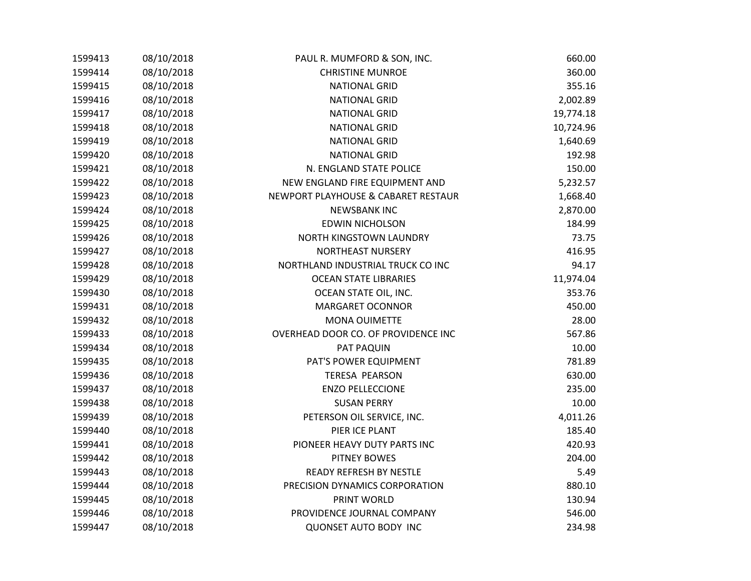| | | | |
|---|---|---|---|
| 1599413 | 08/10/2018 | PAUL R. MUMFORD & SON, INC. | 660.00 |
| 1599414 | 08/10/2018 | CHRISTINE MUNROE | 360.00 |
| 1599415 | 08/10/2018 | NATIONAL GRID | 355.16 |
| 1599416 | 08/10/2018 | NATIONAL GRID | 2,002.89 |
| 1599417 | 08/10/2018 | NATIONAL GRID | 19,774.18 |
| 1599418 | 08/10/2018 | NATIONAL GRID | 10,724.96 |
| 1599419 | 08/10/2018 | NATIONAL GRID | 1,640.69 |
| 1599420 | 08/10/2018 | NATIONAL GRID | 192.98 |
| 1599421 | 08/10/2018 | N. ENGLAND STATE POLICE | 150.00 |
| 1599422 | 08/10/2018 | NEW ENGLAND FIRE EQUIPMENT AND | 5,232.57 |
| 1599423 | 08/10/2018 | NEWPORT PLAYHOUSE & CABARET RESTAUR | 1,668.40 |
| 1599424 | 08/10/2018 | NEWSBANK INC | 2,870.00 |
| 1599425 | 08/10/2018 | EDWIN NICHOLSON | 184.99 |
| 1599426 | 08/10/2018 | NORTH KINGSTOWN LAUNDRY | 73.75 |
| 1599427 | 08/10/2018 | NORTHEAST NURSERY | 416.95 |
| 1599428 | 08/10/2018 | NORTHLAND INDUSTRIAL TRUCK CO INC | 94.17 |
| 1599429 | 08/10/2018 | OCEAN STATE LIBRARIES | 11,974.04 |
| 1599430 | 08/10/2018 | OCEAN STATE OIL, INC. | 353.76 |
| 1599431 | 08/10/2018 | MARGARET OCONNOR | 450.00 |
| 1599432 | 08/10/2018 | MONA OUIMETTE | 28.00 |
| 1599433 | 08/10/2018 | OVERHEAD DOOR CO. OF PROVIDENCE INC | 567.86 |
| 1599434 | 08/10/2018 | PAT PAQUIN | 10.00 |
| 1599435 | 08/10/2018 | PAT'S POWER EQUIPMENT | 781.89 |
| 1599436 | 08/10/2018 | TERESA PEARSON | 630.00 |
| 1599437 | 08/10/2018 | ENZO PELLECCIONE | 235.00 |
| 1599438 | 08/10/2018 | SUSAN PERRY | 10.00 |
| 1599439 | 08/10/2018 | PETERSON OIL SERVICE, INC. | 4,011.26 |
| 1599440 | 08/10/2018 | PIER ICE PLANT | 185.40 |
| 1599441 | 08/10/2018 | PIONEER HEAVY DUTY PARTS INC | 420.93 |
| 1599442 | 08/10/2018 | PITNEY BOWES | 204.00 |
| 1599443 | 08/10/2018 | READY REFRESH BY NESTLE | 5.49 |
| 1599444 | 08/10/2018 | PRECISION DYNAMICS CORPORATION | 880.10 |
| 1599445 | 08/10/2018 | PRINT WORLD | 130.94 |
| 1599446 | 08/10/2018 | PROVIDENCE JOURNAL COMPANY | 546.00 |
| 1599447 | 08/10/2018 | QUONSET AUTO BODY INC | 234.98 |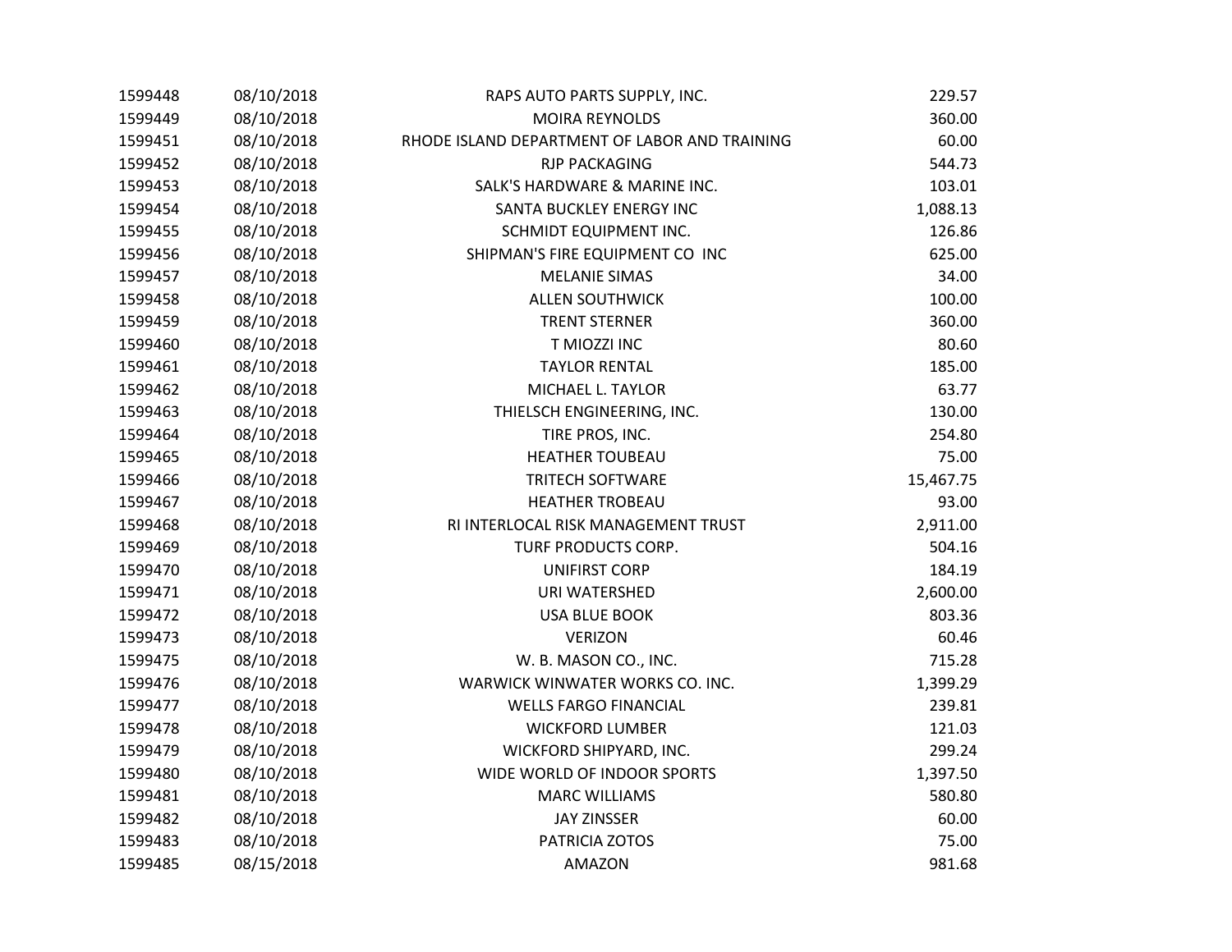| | | | |
|---|---|---|---|
| 1599448 | 08/10/2018 | RAPS AUTO PARTS SUPPLY, INC. | 229.57 |
| 1599449 | 08/10/2018 | MOIRA REYNOLDS | 360.00 |
| 1599451 | 08/10/2018 | RHODE ISLAND DEPARTMENT OF LABOR AND TRAINING | 60.00 |
| 1599452 | 08/10/2018 | RJP PACKAGING | 544.73 |
| 1599453 | 08/10/2018 | SALK'S HARDWARE & MARINE INC. | 103.01 |
| 1599454 | 08/10/2018 | SANTA BUCKLEY ENERGY INC | 1,088.13 |
| 1599455 | 08/10/2018 | SCHMIDT EQUIPMENT INC. | 126.86 |
| 1599456 | 08/10/2018 | SHIPMAN'S FIRE EQUIPMENT CO INC | 625.00 |
| 1599457 | 08/10/2018 | MELANIE SIMAS | 34.00 |
| 1599458 | 08/10/2018 | ALLEN SOUTHWICK | 100.00 |
| 1599459 | 08/10/2018 | TRENT STERNER | 360.00 |
| 1599460 | 08/10/2018 | T MIOZZI INC | 80.60 |
| 1599461 | 08/10/2018 | TAYLOR RENTAL | 185.00 |
| 1599462 | 08/10/2018 | MICHAEL L. TAYLOR | 63.77 |
| 1599463 | 08/10/2018 | THIELSCH ENGINEERING, INC. | 130.00 |
| 1599464 | 08/10/2018 | TIRE PROS, INC. | 254.80 |
| 1599465 | 08/10/2018 | HEATHER TOUBEAU | 75.00 |
| 1599466 | 08/10/2018 | TRITECH SOFTWARE | 15,467.75 |
| 1599467 | 08/10/2018 | HEATHER TROBEAU | 93.00 |
| 1599468 | 08/10/2018 | RI INTERLOCAL RISK MANAGEMENT TRUST | 2,911.00 |
| 1599469 | 08/10/2018 | TURF PRODUCTS CORP. | 504.16 |
| 1599470 | 08/10/2018 | UNIFIRST CORP | 184.19 |
| 1599471 | 08/10/2018 | URI WATERSHED | 2,600.00 |
| 1599472 | 08/10/2018 | USA BLUE BOOK | 803.36 |
| 1599473 | 08/10/2018 | VERIZON | 60.46 |
| 1599475 | 08/10/2018 | W. B. MASON CO., INC. | 715.28 |
| 1599476 | 08/10/2018 | WARWICK WINWATER WORKS CO. INC. | 1,399.29 |
| 1599477 | 08/10/2018 | WELLS FARGO FINANCIAL | 239.81 |
| 1599478 | 08/10/2018 | WICKFORD LUMBER | 121.03 |
| 1599479 | 08/10/2018 | WICKFORD SHIPYARD, INC. | 299.24 |
| 1599480 | 08/10/2018 | WIDE WORLD OF INDOOR SPORTS | 1,397.50 |
| 1599481 | 08/10/2018 | MARC WILLIAMS | 580.80 |
| 1599482 | 08/10/2018 | JAY ZINSSER | 60.00 |
| 1599483 | 08/10/2018 | PATRICIA ZOTOS | 75.00 |
| 1599485 | 08/15/2018 | AMAZON | 981.68 |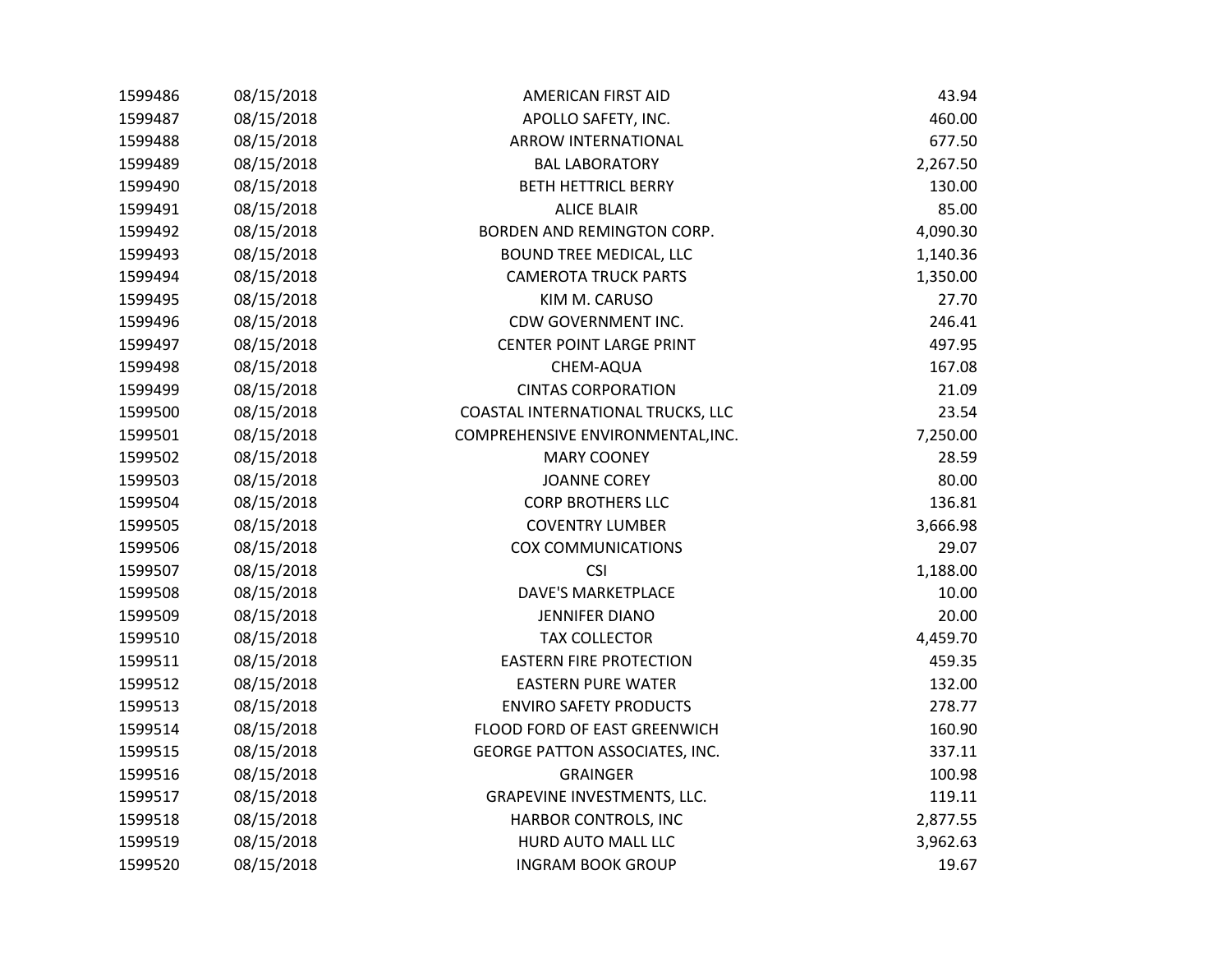| | | | |
|---|---|---|---|
| 1599486 | 08/15/2018 | AMERICAN FIRST AID | 43.94 |
| 1599487 | 08/15/2018 | APOLLO SAFETY, INC. | 460.00 |
| 1599488 | 08/15/2018 | ARROW INTERNATIONAL | 677.50 |
| 1599489 | 08/15/2018 | BAL LABORATORY | 2,267.50 |
| 1599490 | 08/15/2018 | BETH HETTRICL BERRY | 130.00 |
| 1599491 | 08/15/2018 | ALICE BLAIR | 85.00 |
| 1599492 | 08/15/2018 | BORDEN AND REMINGTON CORP. | 4,090.30 |
| 1599493 | 08/15/2018 | BOUND TREE MEDICAL, LLC | 1,140.36 |
| 1599494 | 08/15/2018 | CAMEROTA TRUCK PARTS | 1,350.00 |
| 1599495 | 08/15/2018 | KIM M. CARUSO | 27.70 |
| 1599496 | 08/15/2018 | CDW GOVERNMENT INC. | 246.41 |
| 1599497 | 08/15/2018 | CENTER POINT LARGE PRINT | 497.95 |
| 1599498 | 08/15/2018 | CHEM-AQUA | 167.08 |
| 1599499 | 08/15/2018 | CINTAS CORPORATION | 21.09 |
| 1599500 | 08/15/2018 | COASTAL INTERNATIONAL TRUCKS, LLC | 23.54 |
| 1599501 | 08/15/2018 | COMPREHENSIVE ENVIRONMENTAL,INC. | 7,250.00 |
| 1599502 | 08/15/2018 | MARY COONEY | 28.59 |
| 1599503 | 08/15/2018 | JOANNE COREY | 80.00 |
| 1599504 | 08/15/2018 | CORP BROTHERS LLC | 136.81 |
| 1599505 | 08/15/2018 | COVENTRY LUMBER | 3,666.98 |
| 1599506 | 08/15/2018 | COX COMMUNICATIONS | 29.07 |
| 1599507 | 08/15/2018 | CSI | 1,188.00 |
| 1599508 | 08/15/2018 | DAVE'S MARKETPLACE | 10.00 |
| 1599509 | 08/15/2018 | JENNIFER DIANO | 20.00 |
| 1599510 | 08/15/2018 | TAX COLLECTOR | 4,459.70 |
| 1599511 | 08/15/2018 | EASTERN FIRE PROTECTION | 459.35 |
| 1599512 | 08/15/2018 | EASTERN PURE WATER | 132.00 |
| 1599513 | 08/15/2018 | ENVIRO SAFETY PRODUCTS | 278.77 |
| 1599514 | 08/15/2018 | FLOOD FORD OF EAST GREENWICH | 160.90 |
| 1599515 | 08/15/2018 | GEORGE PATTON ASSOCIATES, INC. | 337.11 |
| 1599516 | 08/15/2018 | GRAINGER | 100.98 |
| 1599517 | 08/15/2018 | GRAPEVINE INVESTMENTS, LLC. | 119.11 |
| 1599518 | 08/15/2018 | HARBOR CONTROLS, INC | 2,877.55 |
| 1599519 | 08/15/2018 | HURD AUTO MALL LLC | 3,962.63 |
| 1599520 | 08/15/2018 | INGRAM BOOK GROUP | 19.67 |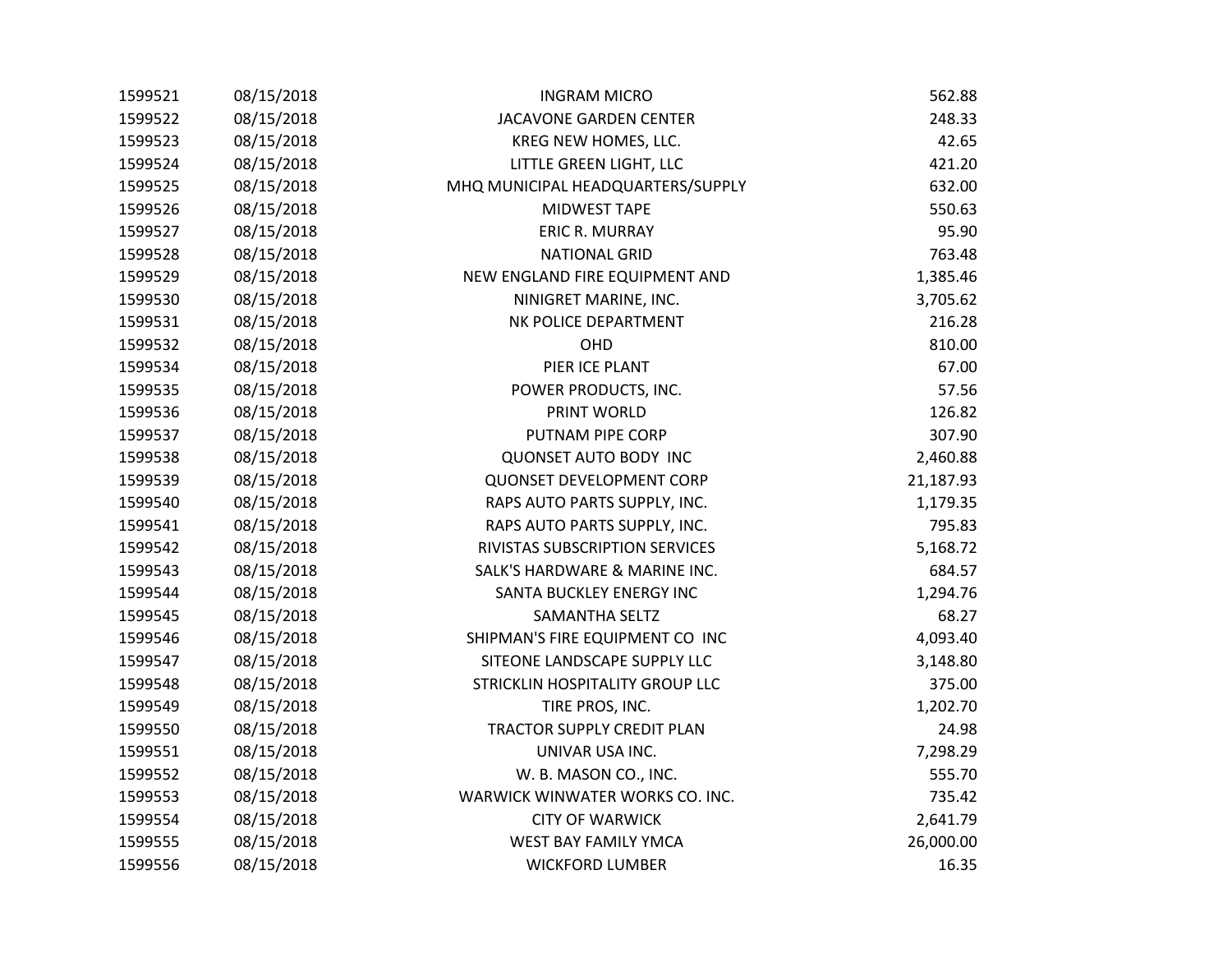| | | | |
|---|---|---|---|
| 1599521 | 08/15/2018 | INGRAM MICRO | 562.88 |
| 1599522 | 08/15/2018 | JACAVONE GARDEN CENTER | 248.33 |
| 1599523 | 08/15/2018 | KREG NEW HOMES, LLC. | 42.65 |
| 1599524 | 08/15/2018 | LITTLE GREEN LIGHT, LLC | 421.20 |
| 1599525 | 08/15/2018 | MHQ MUNICIPAL HEADQUARTERS/SUPPLY | 632.00 |
| 1599526 | 08/15/2018 | MIDWEST TAPE | 550.63 |
| 1599527 | 08/15/2018 | ERIC R. MURRAY | 95.90 |
| 1599528 | 08/15/2018 | NATIONAL GRID | 763.48 |
| 1599529 | 08/15/2018 | NEW ENGLAND FIRE EQUIPMENT AND | 1,385.46 |
| 1599530 | 08/15/2018 | NINIGRET MARINE, INC. | 3,705.62 |
| 1599531 | 08/15/2018 | NK POLICE DEPARTMENT | 216.28 |
| 1599532 | 08/15/2018 | OHD | 810.00 |
| 1599534 | 08/15/2018 | PIER ICE PLANT | 67.00 |
| 1599535 | 08/15/2018 | POWER PRODUCTS, INC. | 57.56 |
| 1599536 | 08/15/2018 | PRINT WORLD | 126.82 |
| 1599537 | 08/15/2018 | PUTNAM PIPE CORP | 307.90 |
| 1599538 | 08/15/2018 | QUONSET AUTO BODY INC | 2,460.88 |
| 1599539 | 08/15/2018 | QUONSET DEVELOPMENT CORP | 21,187.93 |
| 1599540 | 08/15/2018 | RAPS AUTO PARTS SUPPLY, INC. | 1,179.35 |
| 1599541 | 08/15/2018 | RAPS AUTO PARTS SUPPLY, INC. | 795.83 |
| 1599542 | 08/15/2018 | RIVISTAS SUBSCRIPTION SERVICES | 5,168.72 |
| 1599543 | 08/15/2018 | SALK'S HARDWARE & MARINE INC. | 684.57 |
| 1599544 | 08/15/2018 | SANTA BUCKLEY ENERGY INC | 1,294.76 |
| 1599545 | 08/15/2018 | SAMANTHA SELTZ | 68.27 |
| 1599546 | 08/15/2018 | SHIPMAN'S FIRE EQUIPMENT CO INC | 4,093.40 |
| 1599547 | 08/15/2018 | SITEONE LANDSCAPE SUPPLY LLC | 3,148.80 |
| 1599548 | 08/15/2018 | STRICKLIN HOSPITALITY GROUP LLC | 375.00 |
| 1599549 | 08/15/2018 | TIRE PROS, INC. | 1,202.70 |
| 1599550 | 08/15/2018 | TRACTOR SUPPLY CREDIT PLAN | 24.98 |
| 1599551 | 08/15/2018 | UNIVAR USA INC. | 7,298.29 |
| 1599552 | 08/15/2018 | W. B. MASON CO., INC. | 555.70 |
| 1599553 | 08/15/2018 | WARWICK WINWATER WORKS CO. INC. | 735.42 |
| 1599554 | 08/15/2018 | CITY OF WARWICK | 2,641.79 |
| 1599555 | 08/15/2018 | WEST BAY FAMILY YMCA | 26,000.00 |
| 1599556 | 08/15/2018 | WICKFORD LUMBER | 16.35 |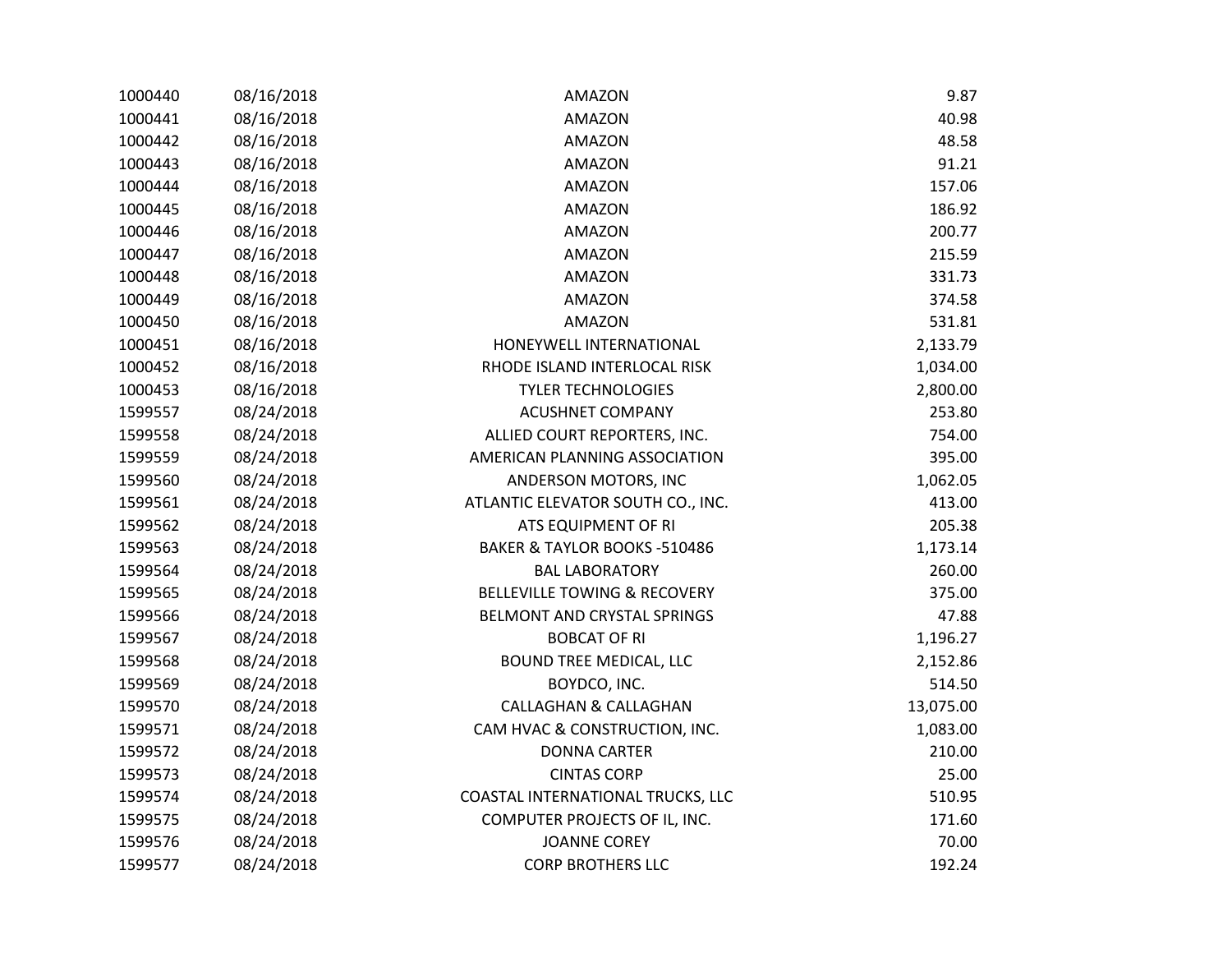| | | | |
|---|---|---|---|
| 1000440 | 08/16/2018 | AMAZON | 9.87 |
| 1000441 | 08/16/2018 | AMAZON | 40.98 |
| 1000442 | 08/16/2018 | AMAZON | 48.58 |
| 1000443 | 08/16/2018 | AMAZON | 91.21 |
| 1000444 | 08/16/2018 | AMAZON | 157.06 |
| 1000445 | 08/16/2018 | AMAZON | 186.92 |
| 1000446 | 08/16/2018 | AMAZON | 200.77 |
| 1000447 | 08/16/2018 | AMAZON | 215.59 |
| 1000448 | 08/16/2018 | AMAZON | 331.73 |
| 1000449 | 08/16/2018 | AMAZON | 374.58 |
| 1000450 | 08/16/2018 | AMAZON | 531.81 |
| 1000451 | 08/16/2018 | HONEYWELL INTERNATIONAL | 2,133.79 |
| 1000452 | 08/16/2018 | RHODE ISLAND INTERLOCAL RISK | 1,034.00 |
| 1000453 | 08/16/2018 | TYLER TECHNOLOGIES | 2,800.00 |
| 1599557 | 08/24/2018 | ACUSHNET COMPANY | 253.80 |
| 1599558 | 08/24/2018 | ALLIED COURT REPORTERS, INC. | 754.00 |
| 1599559 | 08/24/2018 | AMERICAN PLANNING ASSOCIATION | 395.00 |
| 1599560 | 08/24/2018 | ANDERSON MOTORS, INC | 1,062.05 |
| 1599561 | 08/24/2018 | ATLANTIC ELEVATOR SOUTH CO., INC. | 413.00 |
| 1599562 | 08/24/2018 | ATS EQUIPMENT OF RI | 205.38 |
| 1599563 | 08/24/2018 | BAKER & TAYLOR BOOKS -510486 | 1,173.14 |
| 1599564 | 08/24/2018 | BAL LABORATORY | 260.00 |
| 1599565 | 08/24/2018 | BELLEVILLE TOWING & RECOVERY | 375.00 |
| 1599566 | 08/24/2018 | BELMONT AND CRYSTAL SPRINGS | 47.88 |
| 1599567 | 08/24/2018 | BOBCAT OF RI | 1,196.27 |
| 1599568 | 08/24/2018 | BOUND TREE MEDICAL, LLC | 2,152.86 |
| 1599569 | 08/24/2018 | BOYDCO, INC. | 514.50 |
| 1599570 | 08/24/2018 | CALLAGHAN & CALLAGHAN | 13,075.00 |
| 1599571 | 08/24/2018 | CAM HVAC & CONSTRUCTION, INC. | 1,083.00 |
| 1599572 | 08/24/2018 | DONNA CARTER | 210.00 |
| 1599573 | 08/24/2018 | CINTAS CORP | 25.00 |
| 1599574 | 08/24/2018 | COASTAL INTERNATIONAL TRUCKS, LLC | 510.95 |
| 1599575 | 08/24/2018 | COMPUTER PROJECTS OF IL, INC. | 171.60 |
| 1599576 | 08/24/2018 | JOANNE COREY | 70.00 |
| 1599577 | 08/24/2018 | CORP BROTHERS LLC | 192.24 |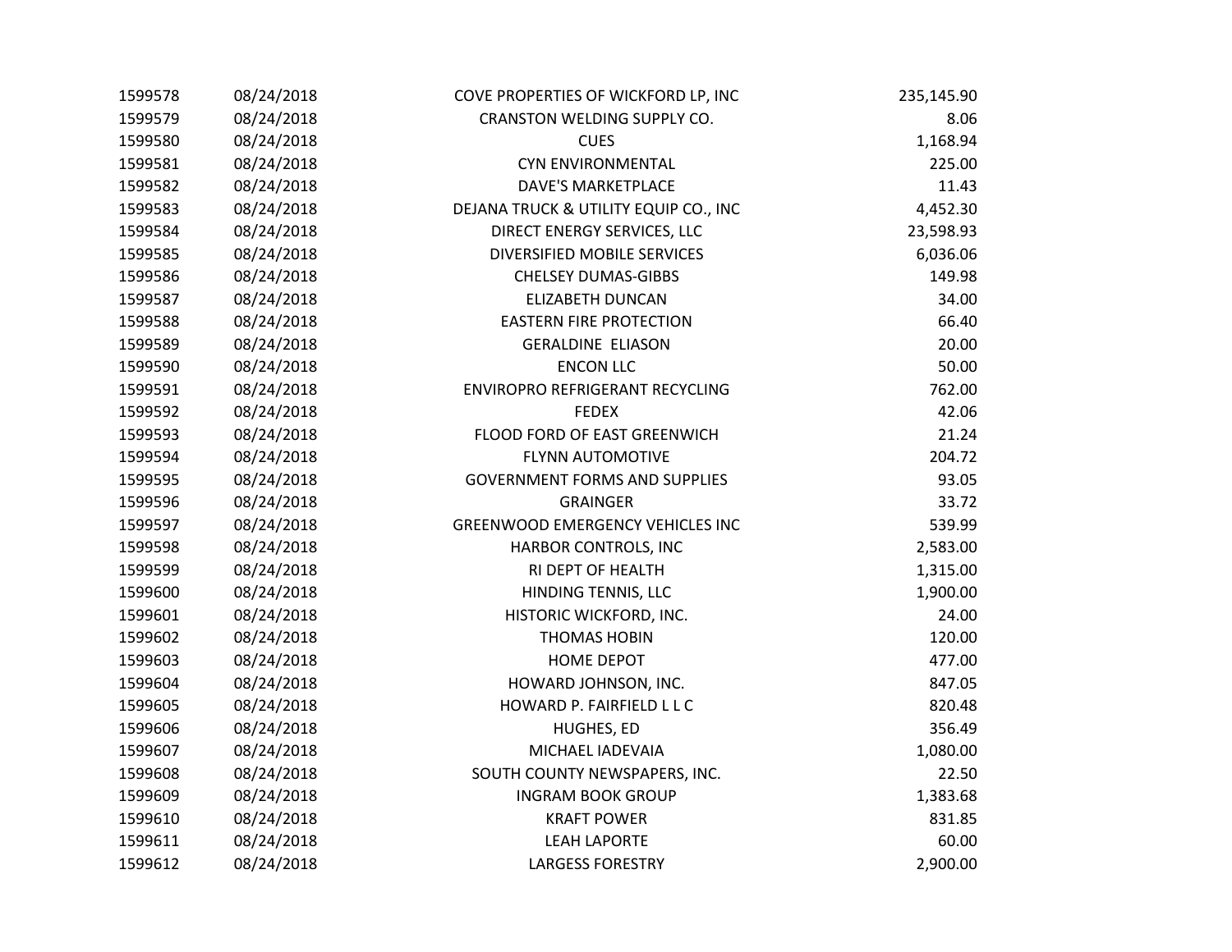| | | | |
|---|---|---|---|
| 1599578 | 08/24/2018 | COVE PROPERTIES OF WICKFORD LP, INC | 235,145.90 |
| 1599579 | 08/24/2018 | CRANSTON WELDING SUPPLY CO. | 8.06 |
| 1599580 | 08/24/2018 | CUES | 1,168.94 |
| 1599581 | 08/24/2018 | CYN ENVIRONMENTAL | 225.00 |
| 1599582 | 08/24/2018 | DAVE'S MARKETPLACE | 11.43 |
| 1599583 | 08/24/2018 | DEJANA TRUCK & UTILITY EQUIP CO., INC | 4,452.30 |
| 1599584 | 08/24/2018 | DIRECT ENERGY SERVICES, LLC | 23,598.93 |
| 1599585 | 08/24/2018 | DIVERSIFIED MOBILE SERVICES | 6,036.06 |
| 1599586 | 08/24/2018 | CHELSEY DUMAS-GIBBS | 149.98 |
| 1599587 | 08/24/2018 | ELIZABETH DUNCAN | 34.00 |
| 1599588 | 08/24/2018 | EASTERN FIRE PROTECTION | 66.40 |
| 1599589 | 08/24/2018 | GERALDINE ELIASON | 20.00 |
| 1599590 | 08/24/2018 | ENCON LLC | 50.00 |
| 1599591 | 08/24/2018 | ENVIROPRO REFRIGERANT RECYCLING | 762.00 |
| 1599592 | 08/24/2018 | FEDEX | 42.06 |
| 1599593 | 08/24/2018 | FLOOD FORD OF EAST GREENWICH | 21.24 |
| 1599594 | 08/24/2018 | FLYNN AUTOMOTIVE | 204.72 |
| 1599595 | 08/24/2018 | GOVERNMENT FORMS AND SUPPLIES | 93.05 |
| 1599596 | 08/24/2018 | GRAINGER | 33.72 |
| 1599597 | 08/24/2018 | GREENWOOD EMERGENCY VEHICLES INC | 539.99 |
| 1599598 | 08/24/2018 | HARBOR CONTROLS, INC | 2,583.00 |
| 1599599 | 08/24/2018 | RI DEPT OF HEALTH | 1,315.00 |
| 1599600 | 08/24/2018 | HINDING TENNIS, LLC | 1,900.00 |
| 1599601 | 08/24/2018 | HISTORIC WICKFORD, INC. | 24.00 |
| 1599602 | 08/24/2018 | THOMAS HOBIN | 120.00 |
| 1599603 | 08/24/2018 | HOME DEPOT | 477.00 |
| 1599604 | 08/24/2018 | HOWARD JOHNSON, INC. | 847.05 |
| 1599605 | 08/24/2018 | HOWARD P. FAIRFIELD L L C | 820.48 |
| 1599606 | 08/24/2018 | HUGHES, ED | 356.49 |
| 1599607 | 08/24/2018 | MICHAEL IADEVAIA | 1,080.00 |
| 1599608 | 08/24/2018 | SOUTH COUNTY NEWSPAPERS, INC. | 22.50 |
| 1599609 | 08/24/2018 | INGRAM BOOK GROUP | 1,383.68 |
| 1599610 | 08/24/2018 | KRAFT POWER | 831.85 |
| 1599611 | 08/24/2018 | LEAH LAPORTE | 60.00 |
| 1599612 | 08/24/2018 | LARGESS FORESTRY | 2,900.00 |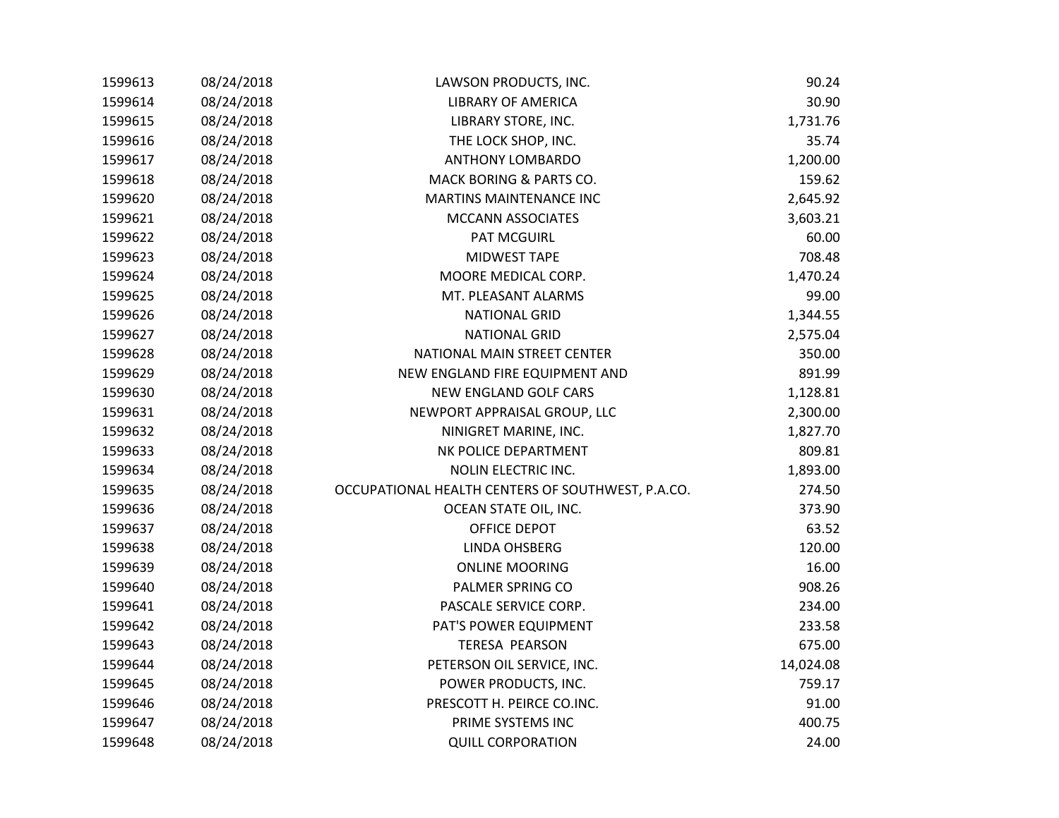| | | | |
|---|---|---|---|
| 1599613 | 08/24/2018 | LAWSON PRODUCTS, INC. | 90.24 |
| 1599614 | 08/24/2018 | LIBRARY OF AMERICA | 30.90 |
| 1599615 | 08/24/2018 | LIBRARY STORE, INC. | 1,731.76 |
| 1599616 | 08/24/2018 | THE LOCK SHOP, INC. | 35.74 |
| 1599617 | 08/24/2018 | ANTHONY LOMBARDO | 1,200.00 |
| 1599618 | 08/24/2018 | MACK BORING & PARTS CO. | 159.62 |
| 1599620 | 08/24/2018 | MARTINS MAINTENANCE INC | 2,645.92 |
| 1599621 | 08/24/2018 | MCCANN ASSOCIATES | 3,603.21 |
| 1599622 | 08/24/2018 | PAT MCGUIRL | 60.00 |
| 1599623 | 08/24/2018 | MIDWEST TAPE | 708.48 |
| 1599624 | 08/24/2018 | MOORE MEDICAL CORP. | 1,470.24 |
| 1599625 | 08/24/2018 | MT. PLEASANT ALARMS | 99.00 |
| 1599626 | 08/24/2018 | NATIONAL GRID | 1,344.55 |
| 1599627 | 08/24/2018 | NATIONAL GRID | 2,575.04 |
| 1599628 | 08/24/2018 | NATIONAL MAIN STREET CENTER | 350.00 |
| 1599629 | 08/24/2018 | NEW ENGLAND FIRE EQUIPMENT AND | 891.99 |
| 1599630 | 08/24/2018 | NEW ENGLAND GOLF CARS | 1,128.81 |
| 1599631 | 08/24/2018 | NEWPORT APPRAISAL GROUP, LLC | 2,300.00 |
| 1599632 | 08/24/2018 | NINIGRET MARINE, INC. | 1,827.70 |
| 1599633 | 08/24/2018 | NK POLICE DEPARTMENT | 809.81 |
| 1599634 | 08/24/2018 | NOLIN ELECTRIC INC. | 1,893.00 |
| 1599635 | 08/24/2018 | OCCUPATIONAL HEALTH CENTERS OF SOUTHWEST, P.A.CO. | 274.50 |
| 1599636 | 08/24/2018 | OCEAN STATE OIL, INC. | 373.90 |
| 1599637 | 08/24/2018 | OFFICE DEPOT | 63.52 |
| 1599638 | 08/24/2018 | LINDA OHSBERG | 120.00 |
| 1599639 | 08/24/2018 | ONLINE MOORING | 16.00 |
| 1599640 | 08/24/2018 | PALMER SPRING CO | 908.26 |
| 1599641 | 08/24/2018 | PASCALE SERVICE CORP. | 234.00 |
| 1599642 | 08/24/2018 | PAT'S POWER EQUIPMENT | 233.58 |
| 1599643 | 08/24/2018 | TERESA PEARSON | 675.00 |
| 1599644 | 08/24/2018 | PETERSON OIL SERVICE, INC. | 14,024.08 |
| 1599645 | 08/24/2018 | POWER PRODUCTS, INC. | 759.17 |
| 1599646 | 08/24/2018 | PRESCOTT H. PEIRCE CO.INC. | 91.00 |
| 1599647 | 08/24/2018 | PRIME SYSTEMS INC | 400.75 |
| 1599648 | 08/24/2018 | QUILL CORPORATION | 24.00 |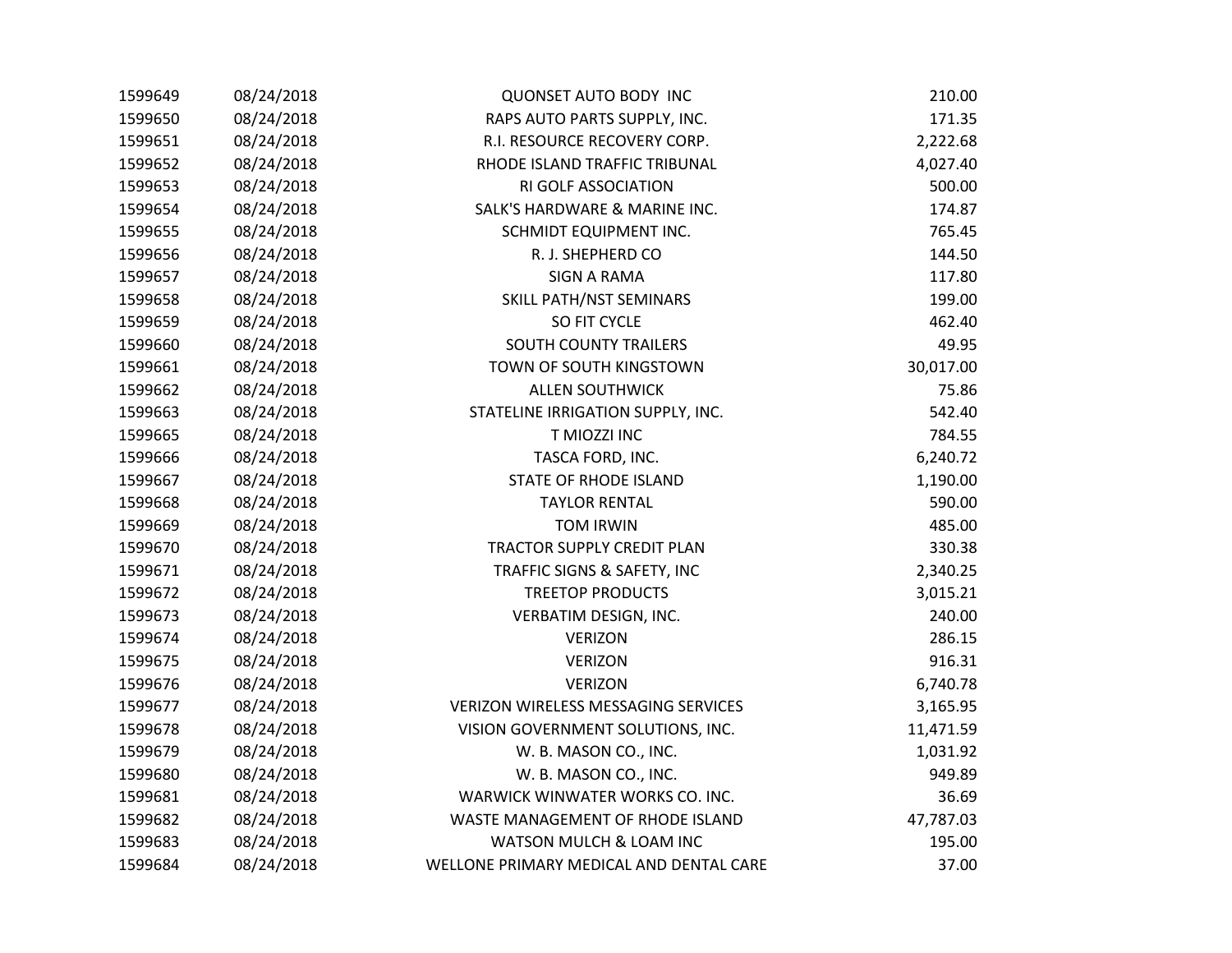| | | | |
|---|---|---|---|
| 1599649 | 08/24/2018 | QUONSET AUTO BODY INC | 210.00 |
| 1599650 | 08/24/2018 | RAPS AUTO PARTS SUPPLY, INC. | 171.35 |
| 1599651 | 08/24/2018 | R.I. RESOURCE RECOVERY CORP. | 2,222.68 |
| 1599652 | 08/24/2018 | RHODE ISLAND TRAFFIC TRIBUNAL | 4,027.40 |
| 1599653 | 08/24/2018 | RI GOLF ASSOCIATION | 500.00 |
| 1599654 | 08/24/2018 | SALK'S HARDWARE & MARINE INC. | 174.87 |
| 1599655 | 08/24/2018 | SCHMIDT EQUIPMENT INC. | 765.45 |
| 1599656 | 08/24/2018 | R. J. SHEPHERD CO | 144.50 |
| 1599657 | 08/24/2018 | SIGN A RAMA | 117.80 |
| 1599658 | 08/24/2018 | SKILL PATH/NST SEMINARS | 199.00 |
| 1599659 | 08/24/2018 | SO FIT CYCLE | 462.40 |
| 1599660 | 08/24/2018 | SOUTH COUNTY TRAILERS | 49.95 |
| 1599661 | 08/24/2018 | TOWN OF SOUTH KINGSTOWN | 30,017.00 |
| 1599662 | 08/24/2018 | ALLEN SOUTHWICK | 75.86 |
| 1599663 | 08/24/2018 | STATELINE IRRIGATION SUPPLY, INC. | 542.40 |
| 1599665 | 08/24/2018 | T MIOZZI INC | 784.55 |
| 1599666 | 08/24/2018 | TASCA FORD, INC. | 6,240.72 |
| 1599667 | 08/24/2018 | STATE OF RHODE ISLAND | 1,190.00 |
| 1599668 | 08/24/2018 | TAYLOR RENTAL | 590.00 |
| 1599669 | 08/24/2018 | TOM IRWIN | 485.00 |
| 1599670 | 08/24/2018 | TRACTOR SUPPLY CREDIT PLAN | 330.38 |
| 1599671 | 08/24/2018 | TRAFFIC SIGNS & SAFETY, INC | 2,340.25 |
| 1599672 | 08/24/2018 | TREETOP PRODUCTS | 3,015.21 |
| 1599673 | 08/24/2018 | VERBATIM DESIGN, INC. | 240.00 |
| 1599674 | 08/24/2018 | VERIZON | 286.15 |
| 1599675 | 08/24/2018 | VERIZON | 916.31 |
| 1599676 | 08/24/2018 | VERIZON | 6,740.78 |
| 1599677 | 08/24/2018 | VERIZON WIRELESS MESSAGING SERVICES | 3,165.95 |
| 1599678 | 08/24/2018 | VISION GOVERNMENT SOLUTIONS, INC. | 11,471.59 |
| 1599679 | 08/24/2018 | W. B. MASON CO., INC. | 1,031.92 |
| 1599680 | 08/24/2018 | W. B. MASON CO., INC. | 949.89 |
| 1599681 | 08/24/2018 | WARWICK WINWATER WORKS CO. INC. | 36.69 |
| 1599682 | 08/24/2018 | WASTE MANAGEMENT OF RHODE ISLAND | 47,787.03 |
| 1599683 | 08/24/2018 | WATSON MULCH & LOAM INC | 195.00 |
| 1599684 | 08/24/2018 | WELLONE PRIMARY MEDICAL AND DENTAL CARE | 37.00 |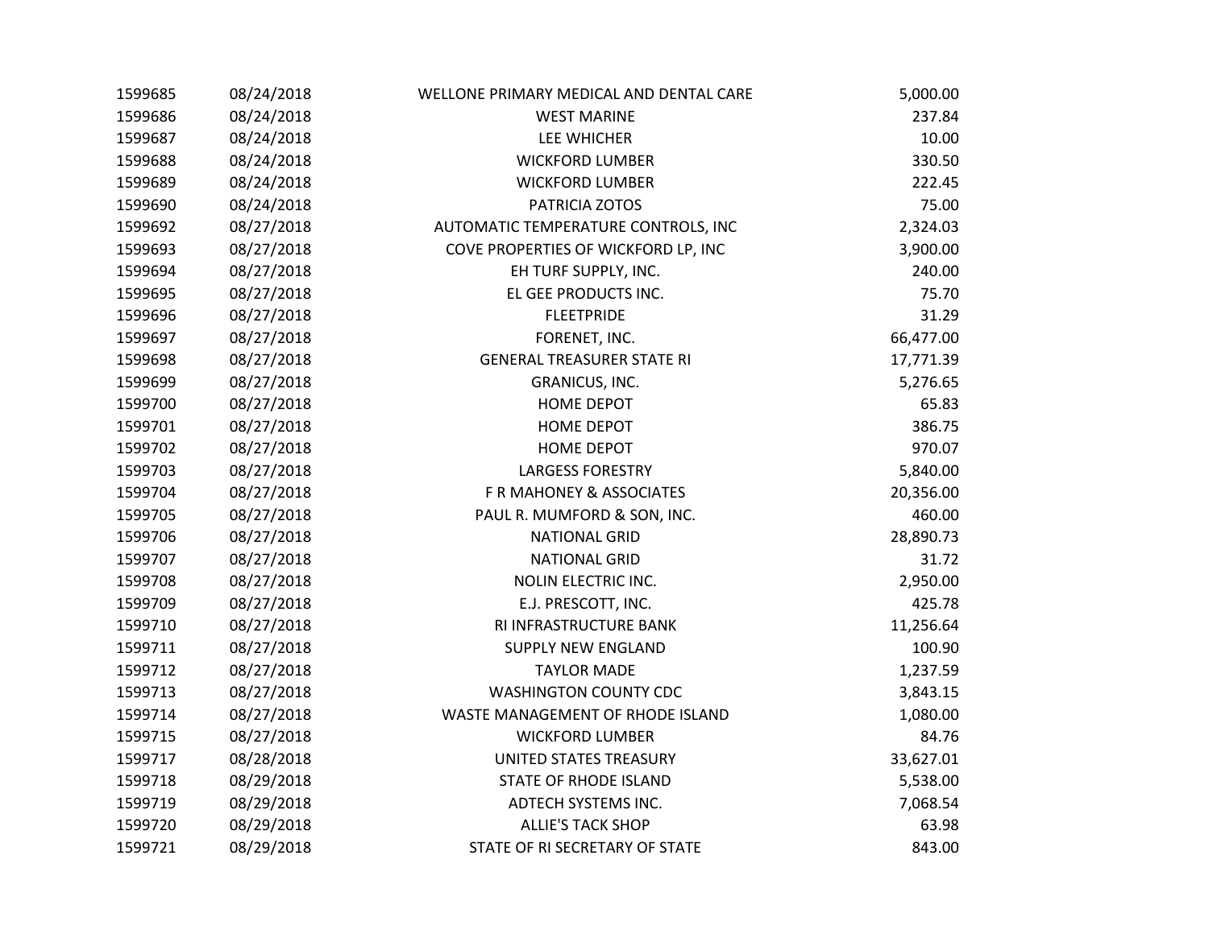| | | | |
|---|---|---|---|
| 1599685 | 08/24/2018 | WELLONE PRIMARY MEDICAL AND DENTAL CARE | 5,000.00 |
| 1599686 | 08/24/2018 | WEST MARINE | 237.84 |
| 1599687 | 08/24/2018 | LEE WHICHER | 10.00 |
| 1599688 | 08/24/2018 | WICKFORD LUMBER | 330.50 |
| 1599689 | 08/24/2018 | WICKFORD LUMBER | 222.45 |
| 1599690 | 08/24/2018 | PATRICIA ZOTOS | 75.00 |
| 1599692 | 08/27/2018 | AUTOMATIC TEMPERATURE CONTROLS, INC | 2,324.03 |
| 1599693 | 08/27/2018 | COVE PROPERTIES OF WICKFORD LP, INC | 3,900.00 |
| 1599694 | 08/27/2018 | EH TURF SUPPLY, INC. | 240.00 |
| 1599695 | 08/27/2018 | EL GEE PRODUCTS INC. | 75.70 |
| 1599696 | 08/27/2018 | FLEETPRIDE | 31.29 |
| 1599697 | 08/27/2018 | FORENET, INC. | 66,477.00 |
| 1599698 | 08/27/2018 | GENERAL TREASURER STATE RI | 17,771.39 |
| 1599699 | 08/27/2018 | GRANICUS, INC. | 5,276.65 |
| 1599700 | 08/27/2018 | HOME DEPOT | 65.83 |
| 1599701 | 08/27/2018 | HOME DEPOT | 386.75 |
| 1599702 | 08/27/2018 | HOME DEPOT | 970.07 |
| 1599703 | 08/27/2018 | LARGESS FORESTRY | 5,840.00 |
| 1599704 | 08/27/2018 | F R MAHONEY & ASSOCIATES | 20,356.00 |
| 1599705 | 08/27/2018 | PAUL R. MUMFORD & SON, INC. | 460.00 |
| 1599706 | 08/27/2018 | NATIONAL GRID | 28,890.73 |
| 1599707 | 08/27/2018 | NATIONAL GRID | 31.72 |
| 1599708 | 08/27/2018 | NOLIN ELECTRIC INC. | 2,950.00 |
| 1599709 | 08/27/2018 | E.J. PRESCOTT, INC. | 425.78 |
| 1599710 | 08/27/2018 | RI INFRASTRUCTURE BANK | 11,256.64 |
| 1599711 | 08/27/2018 | SUPPLY NEW ENGLAND | 100.90 |
| 1599712 | 08/27/2018 | TAYLOR MADE | 1,237.59 |
| 1599713 | 08/27/2018 | WASHINGTON COUNTY CDC | 3,843.15 |
| 1599714 | 08/27/2018 | WASTE MANAGEMENT OF RHODE ISLAND | 1,080.00 |
| 1599715 | 08/27/2018 | WICKFORD LUMBER | 84.76 |
| 1599717 | 08/28/2018 | UNITED STATES TREASURY | 33,627.01 |
| 1599718 | 08/29/2018 | STATE OF RHODE ISLAND | 5,538.00 |
| 1599719 | 08/29/2018 | ADTECH SYSTEMS INC. | 7,068.54 |
| 1599720 | 08/29/2018 | ALLIE'S TACK SHOP | 63.98 |
| 1599721 | 08/29/2018 | STATE OF RI SECRETARY OF STATE | 843.00 |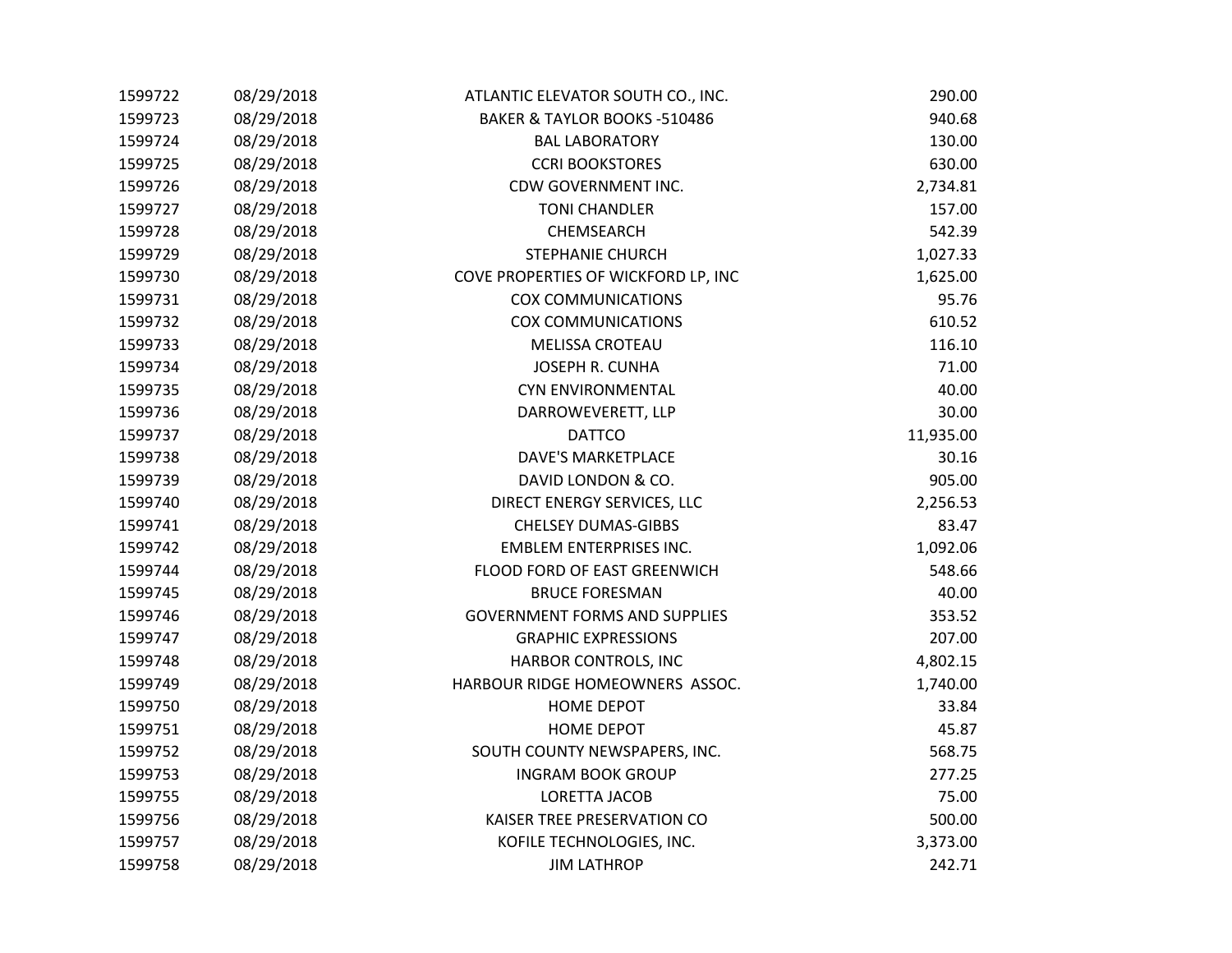| | | | |
|---|---|---|---|
| 1599722 | 08/29/2018 | ATLANTIC ELEVATOR SOUTH CO., INC. | 290.00 |
| 1599723 | 08/29/2018 | BAKER & TAYLOR BOOKS -510486 | 940.68 |
| 1599724 | 08/29/2018 | BAL LABORATORY | 130.00 |
| 1599725 | 08/29/2018 | CCRI BOOKSTORES | 630.00 |
| 1599726 | 08/29/2018 | CDW GOVERNMENT INC. | 2,734.81 |
| 1599727 | 08/29/2018 | TONI CHANDLER | 157.00 |
| 1599728 | 08/29/2018 | CHEMSEARCH | 542.39 |
| 1599729 | 08/29/2018 | STEPHANIE CHURCH | 1,027.33 |
| 1599730 | 08/29/2018 | COVE PROPERTIES OF WICKFORD LP, INC | 1,625.00 |
| 1599731 | 08/29/2018 | COX COMMUNICATIONS | 95.76 |
| 1599732 | 08/29/2018 | COX COMMUNICATIONS | 610.52 |
| 1599733 | 08/29/2018 | MELISSA CROTEAU | 116.10 |
| 1599734 | 08/29/2018 | JOSEPH R. CUNHA | 71.00 |
| 1599735 | 08/29/2018 | CYN ENVIRONMENTAL | 40.00 |
| 1599736 | 08/29/2018 | DARROWEVERETT, LLP | 30.00 |
| 1599737 | 08/29/2018 | DATTCO | 11,935.00 |
| 1599738 | 08/29/2018 | DAVE'S MARKETPLACE | 30.16 |
| 1599739 | 08/29/2018 | DAVID LONDON & CO. | 905.00 |
| 1599740 | 08/29/2018 | DIRECT ENERGY SERVICES, LLC | 2,256.53 |
| 1599741 | 08/29/2018 | CHELSEY DUMAS-GIBBS | 83.47 |
| 1599742 | 08/29/2018 | EMBLEM ENTERPRISES INC. | 1,092.06 |
| 1599744 | 08/29/2018 | FLOOD FORD OF EAST GREENWICH | 548.66 |
| 1599745 | 08/29/2018 | BRUCE FORESMAN | 40.00 |
| 1599746 | 08/29/2018 | GOVERNMENT FORMS AND SUPPLIES | 353.52 |
| 1599747 | 08/29/2018 | GRAPHIC EXPRESSIONS | 207.00 |
| 1599748 | 08/29/2018 | HARBOR CONTROLS, INC | 4,802.15 |
| 1599749 | 08/29/2018 | HARBOUR RIDGE HOMEOWNERS ASSOC. | 1,740.00 |
| 1599750 | 08/29/2018 | HOME DEPOT | 33.84 |
| 1599751 | 08/29/2018 | HOME DEPOT | 45.87 |
| 1599752 | 08/29/2018 | SOUTH COUNTY NEWSPAPERS, INC. | 568.75 |
| 1599753 | 08/29/2018 | INGRAM BOOK GROUP | 277.25 |
| 1599755 | 08/29/2018 | LORETTA JACOB | 75.00 |
| 1599756 | 08/29/2018 | KAISER TREE PRESERVATION CO | 500.00 |
| 1599757 | 08/29/2018 | KOFILE TECHNOLOGIES, INC. | 3,373.00 |
| 1599758 | 08/29/2018 | JIM LATHROP | 242.71 |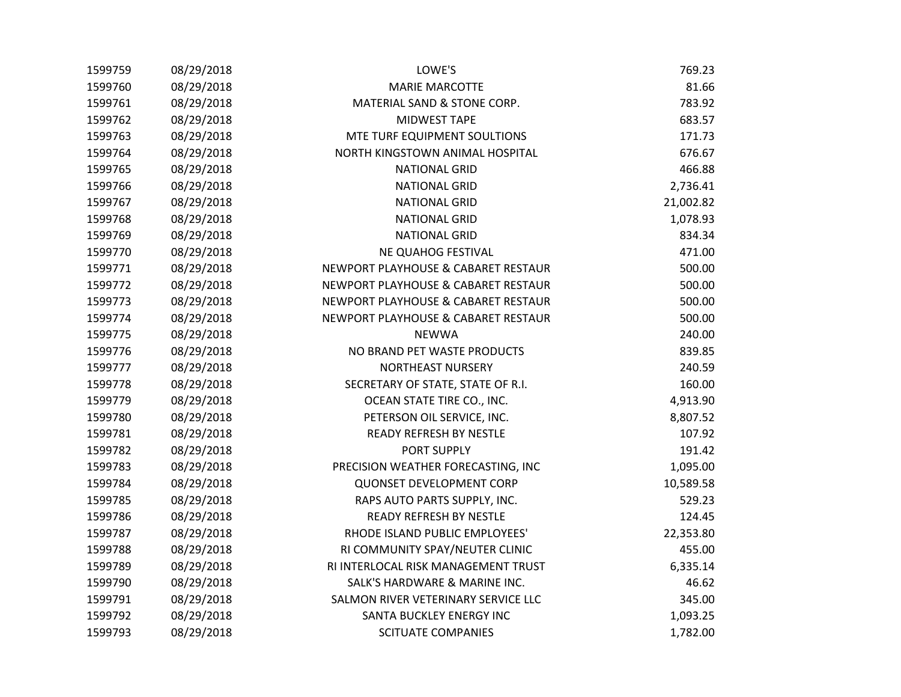| | | | |
|---|---|---|---|
| 1599759 | 08/29/2018 | LOWE'S | 769.23 |
| 1599760 | 08/29/2018 | MARIE MARCOTTE | 81.66 |
| 1599761 | 08/29/2018 | MATERIAL SAND & STONE CORP. | 783.92 |
| 1599762 | 08/29/2018 | MIDWEST TAPE | 683.57 |
| 1599763 | 08/29/2018 | MTE TURF EQUIPMENT SOULTIONS | 171.73 |
| 1599764 | 08/29/2018 | NORTH KINGSTOWN ANIMAL HOSPITAL | 676.67 |
| 1599765 | 08/29/2018 | NATIONAL GRID | 466.88 |
| 1599766 | 08/29/2018 | NATIONAL GRID | 2,736.41 |
| 1599767 | 08/29/2018 | NATIONAL GRID | 21,002.82 |
| 1599768 | 08/29/2018 | NATIONAL GRID | 1,078.93 |
| 1599769 | 08/29/2018 | NATIONAL GRID | 834.34 |
| 1599770 | 08/29/2018 | NE QUAHOG FESTIVAL | 471.00 |
| 1599771 | 08/29/2018 | NEWPORT PLAYHOUSE & CABARET RESTAUR | 500.00 |
| 1599772 | 08/29/2018 | NEWPORT PLAYHOUSE & CABARET RESTAUR | 500.00 |
| 1599773 | 08/29/2018 | NEWPORT PLAYHOUSE & CABARET RESTAUR | 500.00 |
| 1599774 | 08/29/2018 | NEWPORT PLAYHOUSE & CABARET RESTAUR | 500.00 |
| 1599775 | 08/29/2018 | NEWWA | 240.00 |
| 1599776 | 08/29/2018 | NO BRAND PET WASTE PRODUCTS | 839.85 |
| 1599777 | 08/29/2018 | NORTHEAST NURSERY | 240.59 |
| 1599778 | 08/29/2018 | SECRETARY OF STATE, STATE OF R.I. | 160.00 |
| 1599779 | 08/29/2018 | OCEAN STATE TIRE CO., INC. | 4,913.90 |
| 1599780 | 08/29/2018 | PETERSON OIL SERVICE, INC. | 8,807.52 |
| 1599781 | 08/29/2018 | READY REFRESH BY NESTLE | 107.92 |
| 1599782 | 08/29/2018 | PORT SUPPLY | 191.42 |
| 1599783 | 08/29/2018 | PRECISION WEATHER FORECASTING, INC | 1,095.00 |
| 1599784 | 08/29/2018 | QUONSET DEVELOPMENT CORP | 10,589.58 |
| 1599785 | 08/29/2018 | RAPS AUTO PARTS SUPPLY, INC. | 529.23 |
| 1599786 | 08/29/2018 | READY REFRESH BY NESTLE | 124.45 |
| 1599787 | 08/29/2018 | RHODE ISLAND PUBLIC EMPLOYEES' | 22,353.80 |
| 1599788 | 08/29/2018 | RI COMMUNITY SPAY/NEUTER CLINIC | 455.00 |
| 1599789 | 08/29/2018 | RI INTERLOCAL RISK MANAGEMENT TRUST | 6,335.14 |
| 1599790 | 08/29/2018 | SALK'S HARDWARE & MARINE INC. | 46.62 |
| 1599791 | 08/29/2018 | SALMON RIVER VETERINARY SERVICE LLC | 345.00 |
| 1599792 | 08/29/2018 | SANTA BUCKLEY ENERGY INC | 1,093.25 |
| 1599793 | 08/29/2018 | SCITUATE COMPANIES | 1,782.00 |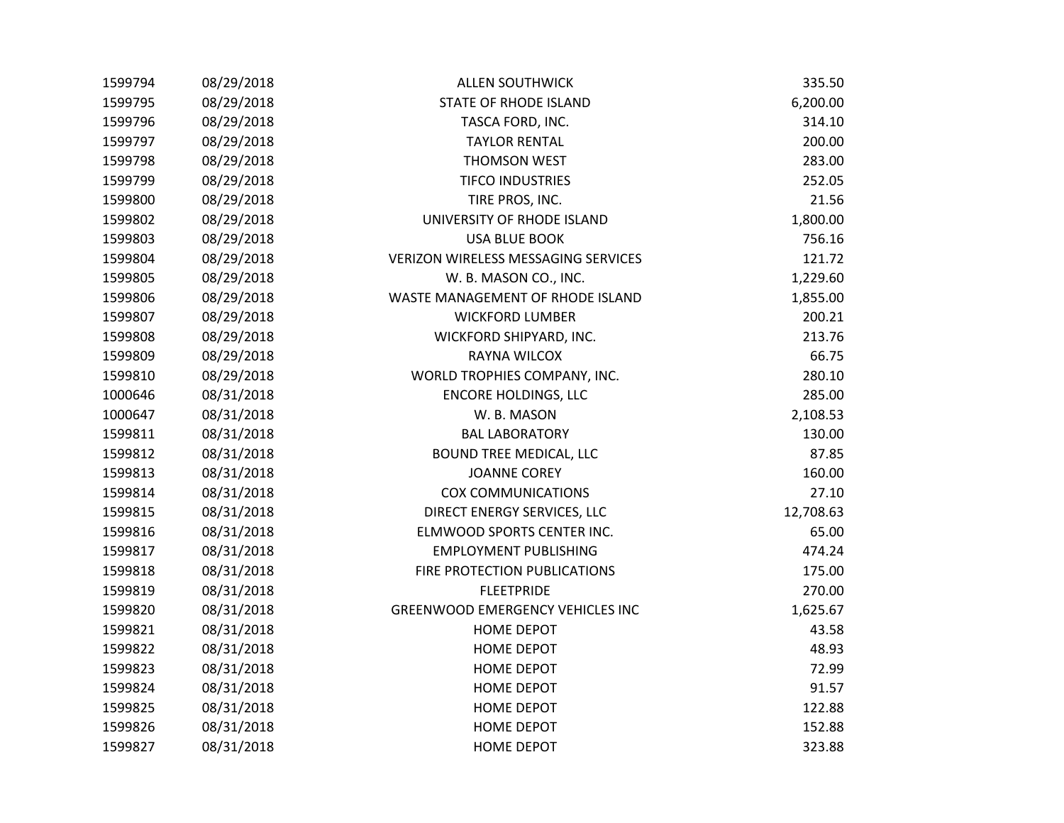| | | | |
|---|---|---|---|
| 1599794 | 08/29/2018 | ALLEN SOUTHWICK | 335.50 |
| 1599795 | 08/29/2018 | STATE OF RHODE ISLAND | 6,200.00 |
| 1599796 | 08/29/2018 | TASCA FORD, INC. | 314.10 |
| 1599797 | 08/29/2018 | TAYLOR RENTAL | 200.00 |
| 1599798 | 08/29/2018 | THOMSON WEST | 283.00 |
| 1599799 | 08/29/2018 | TIFCO INDUSTRIES | 252.05 |
| 1599800 | 08/29/2018 | TIRE PROS, INC. | 21.56 |
| 1599802 | 08/29/2018 | UNIVERSITY OF RHODE ISLAND | 1,800.00 |
| 1599803 | 08/29/2018 | USA BLUE BOOK | 756.16 |
| 1599804 | 08/29/2018 | VERIZON WIRELESS MESSAGING SERVICES | 121.72 |
| 1599805 | 08/29/2018 | W. B. MASON CO., INC. | 1,229.60 |
| 1599806 | 08/29/2018 | WASTE MANAGEMENT OF RHODE ISLAND | 1,855.00 |
| 1599807 | 08/29/2018 | WICKFORD LUMBER | 200.21 |
| 1599808 | 08/29/2018 | WICKFORD SHIPYARD, INC. | 213.76 |
| 1599809 | 08/29/2018 | RAYNA WILCOX | 66.75 |
| 1599810 | 08/29/2018 | WORLD TROPHIES COMPANY, INC. | 280.10 |
| 1000646 | 08/31/2018 | ENCORE HOLDINGS, LLC | 285.00 |
| 1000647 | 08/31/2018 | W. B. MASON | 2,108.53 |
| 1599811 | 08/31/2018 | BAL LABORATORY | 130.00 |
| 1599812 | 08/31/2018 | BOUND TREE MEDICAL, LLC | 87.85 |
| 1599813 | 08/31/2018 | JOANNE COREY | 160.00 |
| 1599814 | 08/31/2018 | COX COMMUNICATIONS | 27.10 |
| 1599815 | 08/31/2018 | DIRECT ENERGY SERVICES, LLC | 12,708.63 |
| 1599816 | 08/31/2018 | ELMWOOD SPORTS CENTER INC. | 65.00 |
| 1599817 | 08/31/2018 | EMPLOYMENT PUBLISHING | 474.24 |
| 1599818 | 08/31/2018 | FIRE PROTECTION PUBLICATIONS | 175.00 |
| 1599819 | 08/31/2018 | FLEETPRIDE | 270.00 |
| 1599820 | 08/31/2018 | GREENWOOD EMERGENCY VEHICLES INC | 1,625.67 |
| 1599821 | 08/31/2018 | HOME DEPOT | 43.58 |
| 1599822 | 08/31/2018 | HOME DEPOT | 48.93 |
| 1599823 | 08/31/2018 | HOME DEPOT | 72.99 |
| 1599824 | 08/31/2018 | HOME DEPOT | 91.57 |
| 1599825 | 08/31/2018 | HOME DEPOT | 122.88 |
| 1599826 | 08/31/2018 | HOME DEPOT | 152.88 |
| 1599827 | 08/31/2018 | HOME DEPOT | 323.88 |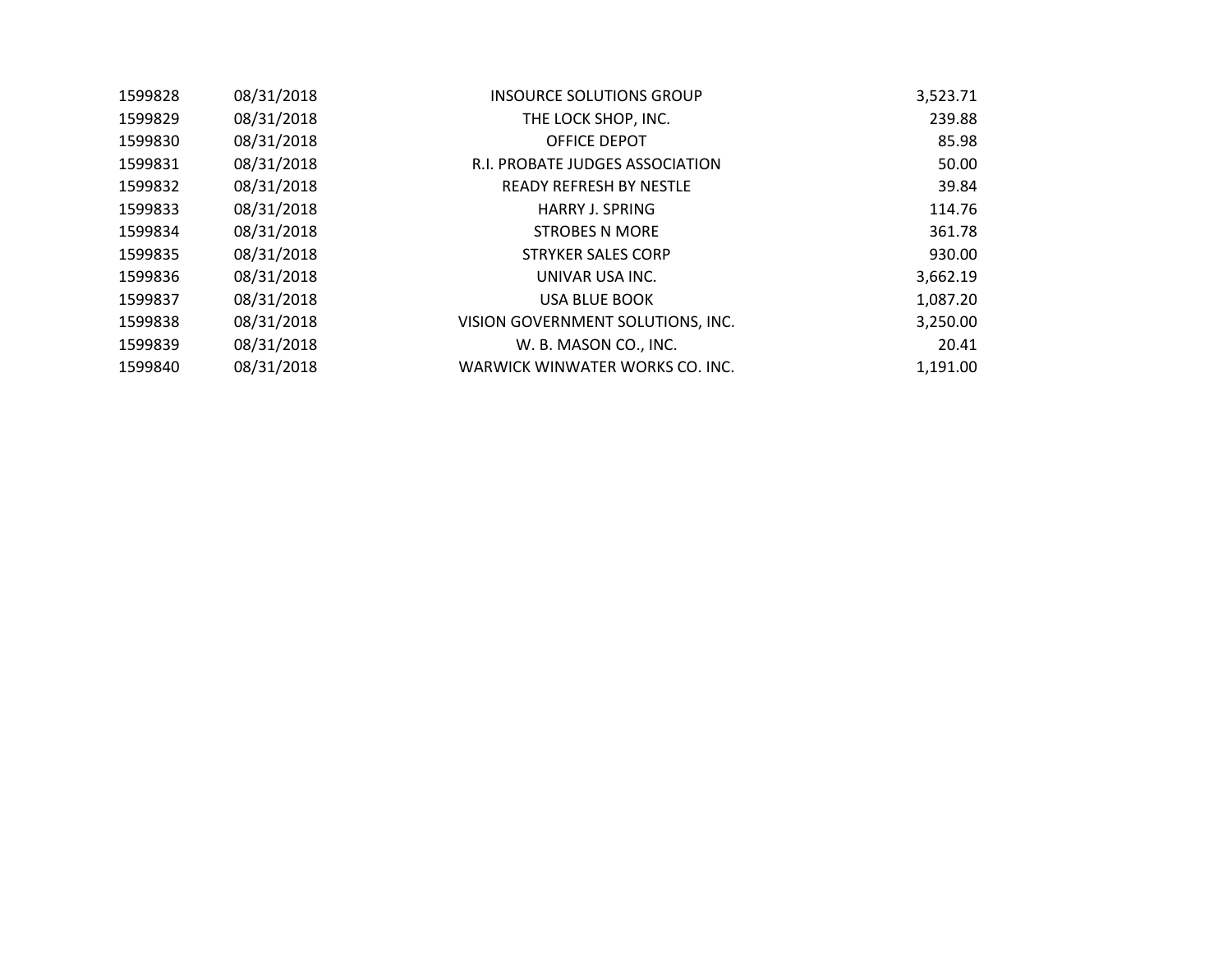| | | | |
|---|---|---|---|
| 1599828 | 08/31/2018 | INSOURCE SOLUTIONS GROUP | 3,523.71 |
| 1599829 | 08/31/2018 | THE LOCK SHOP, INC. | 239.88 |
| 1599830 | 08/31/2018 | OFFICE DEPOT | 85.98 |
| 1599831 | 08/31/2018 | R.I. PROBATE JUDGES ASSOCIATION | 50.00 |
| 1599832 | 08/31/2018 | READY REFRESH BY NESTLE | 39.84 |
| 1599833 | 08/31/2018 | HARRY J. SPRING | 114.76 |
| 1599834 | 08/31/2018 | STROBES N MORE | 361.78 |
| 1599835 | 08/31/2018 | STRYKER SALES CORP | 930.00 |
| 1599836 | 08/31/2018 | UNIVAR USA INC. | 3,662.19 |
| 1599837 | 08/31/2018 | USA BLUE BOOK | 1,087.20 |
| 1599838 | 08/31/2018 | VISION GOVERNMENT SOLUTIONS, INC. | 3,250.00 |
| 1599839 | 08/31/2018 | W. B. MASON CO., INC. | 20.41 |
| 1599840 | 08/31/2018 | WARWICK WINWATER WORKS CO. INC. | 1,191.00 |